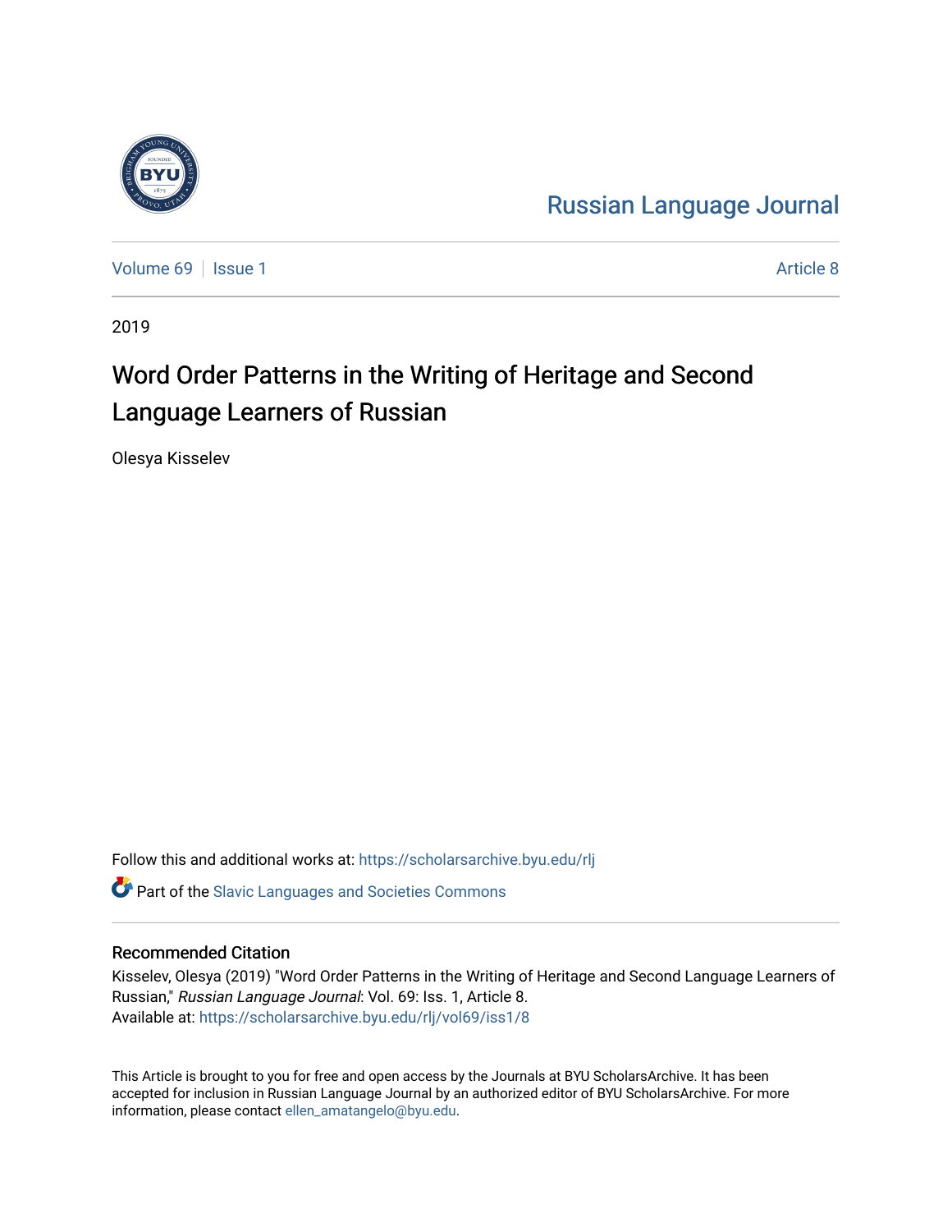Russian Language Journal

Volume 69 | Issue 1 | Article 8

2019

# Word Order Patterns in the Writing of Heritage and Second Language Learners of Russian

Olesya Kisselev

Follow this and additional works at: https://scholarsarchive.byu.edu/rlj

Part of the Slavic Languages and Societies Commons

## Recommended Citation

Kisselev, Olesya (2019) "Word Order Patterns in the Writing of Heritage and Second Language Learners of Russian," *Russian Language Journal*: Vol. 69: Iss. 1, Article 8.
Available at: https://scholarsarchive.byu.edu/rlj/vol69/iss1/8

This Article is brought to you for free and open access by the Journals at BYU ScholarsArchive. It has been accepted for inclusion in Russian Language Journal by an authorized editor of BYU ScholarsArchive. For more information, please contact ellen_amatangelo@byu.edu.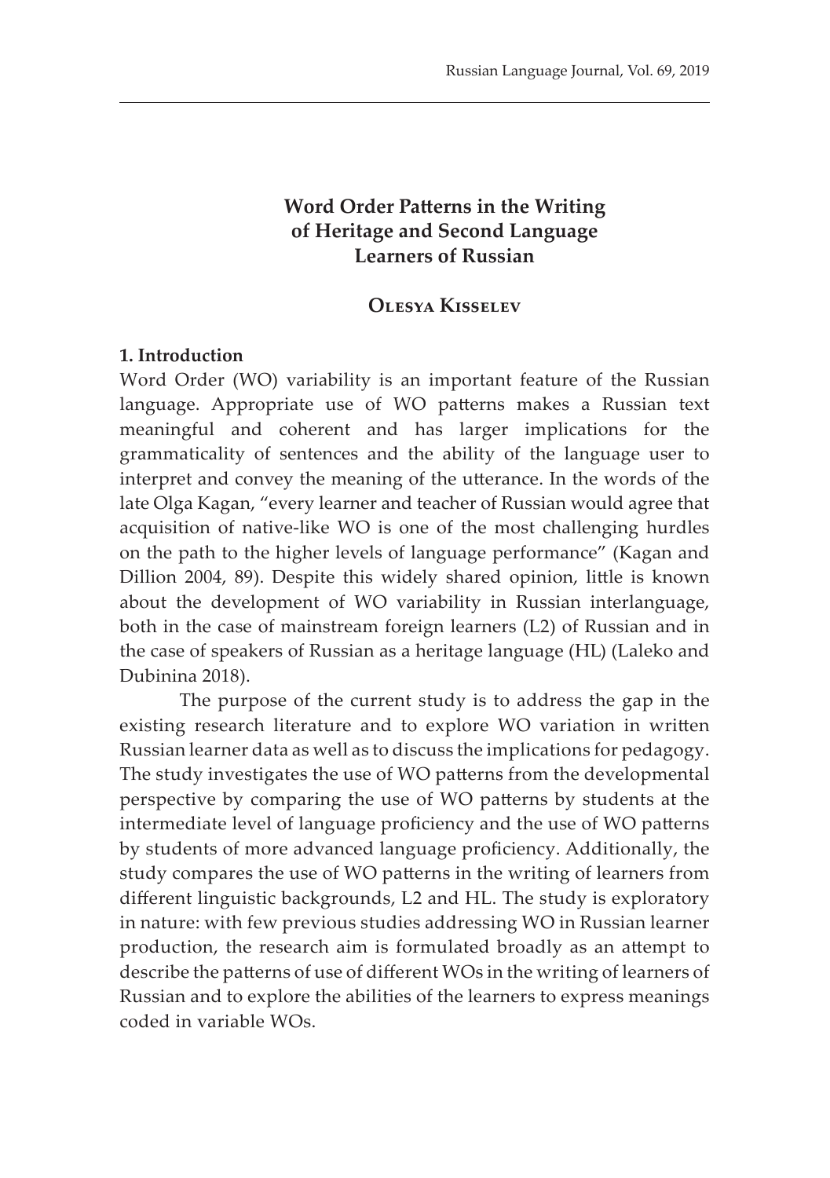# Word Order Patterns in the Writing of Heritage and Second Language Learners of Russian

**Olesya Kisselev**

## 1. Introduction

Word Order (WO) variability is an important feature of the Russian language. Appropriate use of WO patterns makes a Russian text meaningful and coherent and has larger implications for the grammaticality of sentences and the ability of the language user to interpret and convey the meaning of the utterance. In the words of the late Olga Kagan, "every learner and teacher of Russian would agree that acquisition of native-like WO is one of the most challenging hurdles on the path to the higher levels of language performance" (Kagan and Dillion 2004, 89). Despite this widely shared opinion, little is known about the development of WO variability in Russian interlanguage, both in the case of mainstream foreign learners (L2) of Russian and in the case of speakers of Russian as a heritage language (HL) (Laleko and Dubinina 2018).

The purpose of the current study is to address the gap in the existing research literature and to explore WO variation in written Russian learner data as well as to discuss the implications for pedagogy. The study investigates the use of WO patterns from the developmental perspective by comparing the use of WO patterns by students at the intermediate level of language proficiency and the use of WO patterns by students of more advanced language proficiency. Additionally, the study compares the use of WO patterns in the writing of learners from different linguistic backgrounds, L2 and HL. The study is exploratory in nature: with few previous studies addressing WO in Russian learner production, the research aim is formulated broadly as an attempt to describe the patterns of use of different WOs in the writing of learners of Russian and to explore the abilities of the learners to express meanings coded in variable WOs.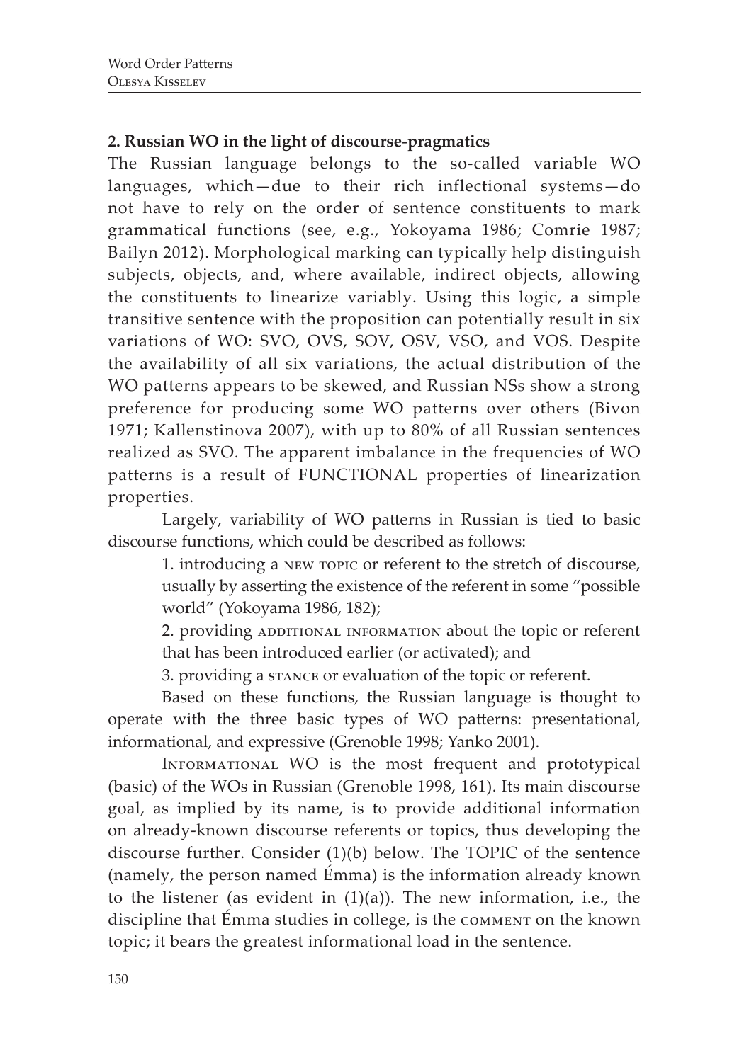## 2. Russian WO in the light of discourse-pragmatics

The Russian language belongs to the so-called variable WO languages, which—due to their rich inflectional systems—do not have to rely on the order of sentence constituents to mark grammatical functions (see, e.g., Yokoyama 1986; Comrie 1987; Bailyn 2012). Morphological marking can typically help distinguish subjects, objects, and, where available, indirect objects, allowing the constituents to linearize variably. Using this logic, a simple transitive sentence with the proposition can potentially result in six variations of WO: SVO, OVS, SOV, OSV, VSO, and VOS. Despite the availability of all six variations, the actual distribution of the WO patterns appears to be skewed, and Russian NSs show a strong preference for producing some WO patterns over others (Bivon 1971; Kallenstinova 2007), with up to 80% of all Russian sentences realized as SVO. The apparent imbalance in the frequencies of WO patterns is a result of FUNCTIONAL properties of linearization properties.

Largely, variability of WO patterns in Russian is tied to basic discourse functions, which could be described as follows:

1. introducing a NEW TOPIC or referent to the stretch of discourse, usually by asserting the existence of the referent in some "possible world" (Yokoyama 1986, 182);
2. providing ADDITIONAL INFORMATION about the topic or referent that has been introduced earlier (or activated); and
3. providing a STANCE or evaluation of the topic or referent.

Based on these functions, the Russian language is thought to operate with the three basic types of WO patterns: presentational, informational, and expressive (Grenoble 1998; Yanko 2001).

INFORMATIONAL WO is the most frequent and prototypical (basic) of the WOs in Russian (Grenoble 1998, 161). Its main discourse goal, as implied by its name, is to provide additional information on already-known discourse referents or topics, thus developing the discourse further. Consider (1)(b) below. The TOPIC of the sentence (namely, the person named Émma) is the information already known to the listener (as evident in (1)(a)). The new information, i.e., the discipline that Émma studies in college, is the COMMENT on the known topic; it bears the greatest informational load in the sentence.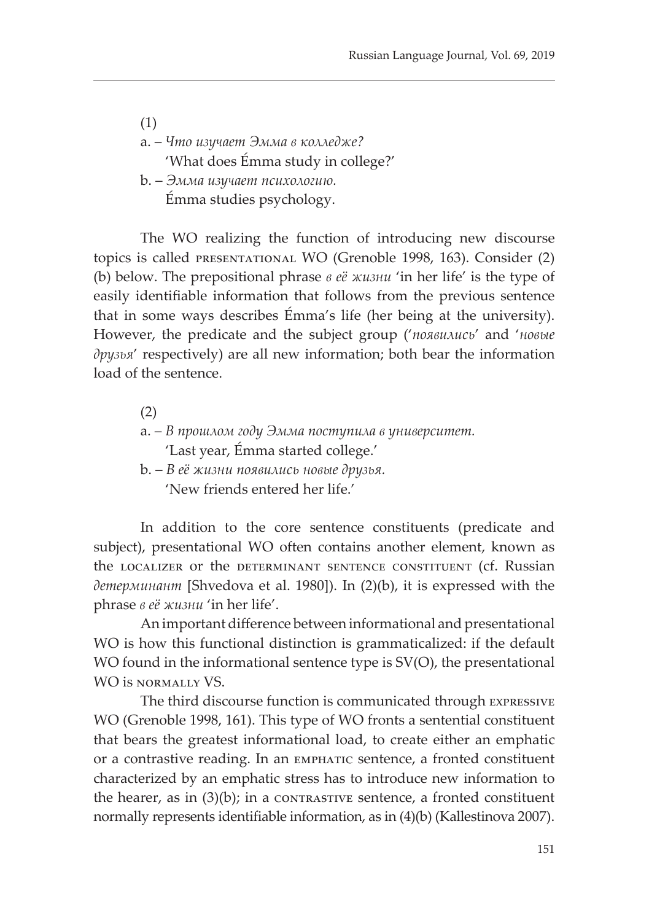(1)

a. – *Что изучает Эмма в колледже?*
 'What does Émma study in college?'

b. – *Эмма изучает психологию.*
 Émma studies psychology.

The WO realizing the function of introducing new discourse topics is called PRESENTATIONAL WO (Grenoble 1998, 163). Consider (2) (b) below. The prepositional phrase *в её жизни* 'in her life' is the type of easily identifiable information that follows from the previous sentence that in some ways describes Émma's life (her being at the university). However, the predicate and the subject group ('*появились*' and '*новые друзья*' respectively) are all new information; both bear the information load of the sentence.

(2)

a. – *В прошлом году Эмма поступила в университет.*
 'Last year, Émma started college.'

b. – *В её жизни появились новые друзья.*
 'New friends entered her life.'

In addition to the core sentence constituents (predicate and subject), presentational WO often contains another element, known as the LOCALIZER or the DETERMINANT SENTENCE CONSTITUENT (cf. Russian *детерминант* [Shvedova et al. 1980]). In (2)(b), it is expressed with the phrase *в её жизни* 'in her life'.

An important difference between informational and presentational WO is how this functional distinction is grammaticalized: if the default WO found in the informational sentence type is SV(O), the presentational WO is NORMALLY VS.

The third discourse function is communicated through EXPRESSIVE WO (Grenoble 1998, 161). This type of WO fronts a sentential constituent that bears the greatest informational load, to create either an emphatic or a contrastive reading. In an EMPHATIC sentence, a fronted constituent characterized by an emphatic stress has to introduce new information to the hearer, as in (3)(b); in a CONTRASTIVE sentence, a fronted constituent normally represents identifiable information, as in (4)(b) (Kallestinova 2007).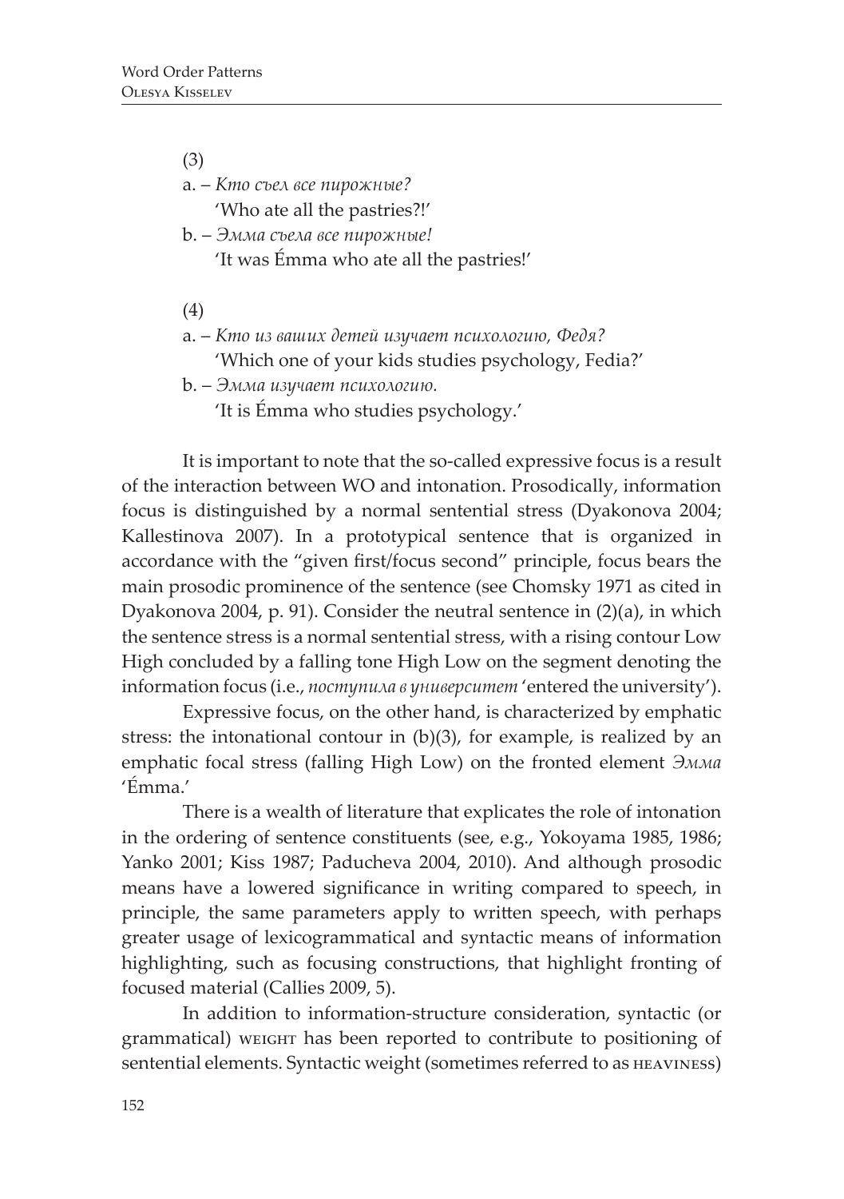(3)

a. – *Кто съел все пирожные?*
 'Who ate all the pastries?!'

b. – *Эмма съела все пирожные!*
 'It was Émma who ate all the pastries!'

(4)

a. – *Кто из ваших детей изучает психологию, Федя?*
 'Which one of your kids studies psychology, Fedia?'

b. – *Эмма изучает психологию.*
 'It is Émma who studies psychology.'

It is important to note that the so-called expressive focus is a result of the interaction between WO and intonation. Prosodically, information focus is distinguished by a normal sentential stress (Dyakonova 2004; Kallestinova 2007). In a prototypical sentence that is organized in accordance with the "given first/focus second" principle, focus bears the main prosodic prominence of the sentence (see Chomsky 1971 as cited in Dyakonova 2004, p. 91). Consider the neutral sentence in (2)(a), in which the sentence stress is a normal sentential stress, with a rising contour Low High concluded by a falling tone High Low on the segment denoting the information focus (i.e., *поступила в университет* 'entered the university').

Expressive focus, on the other hand, is characterized by emphatic stress: the intonational contour in (b)(3), for example, is realized by an emphatic focal stress (falling High Low) on the fronted element *Эмма* 'Émma.'

There is a wealth of literature that explicates the role of intonation in the ordering of sentence constituents (see, e.g., Yokoyama 1985, 1986; Yanko 2001; Kiss 1987; Paducheva 2004, 2010). And although prosodic means have a lowered significance in writing compared to speech, in principle, the same parameters apply to written speech, with perhaps greater usage of lexicogrammatical and syntactic means of information highlighting, such as focusing constructions, that highlight fronting of focused material (Callies 2009, 5).

In addition to information-structure consideration, syntactic (or grammatical) WEIGHT has been reported to contribute to positioning of sentential elements. Syntactic weight (sometimes referred to as HEAVINESS)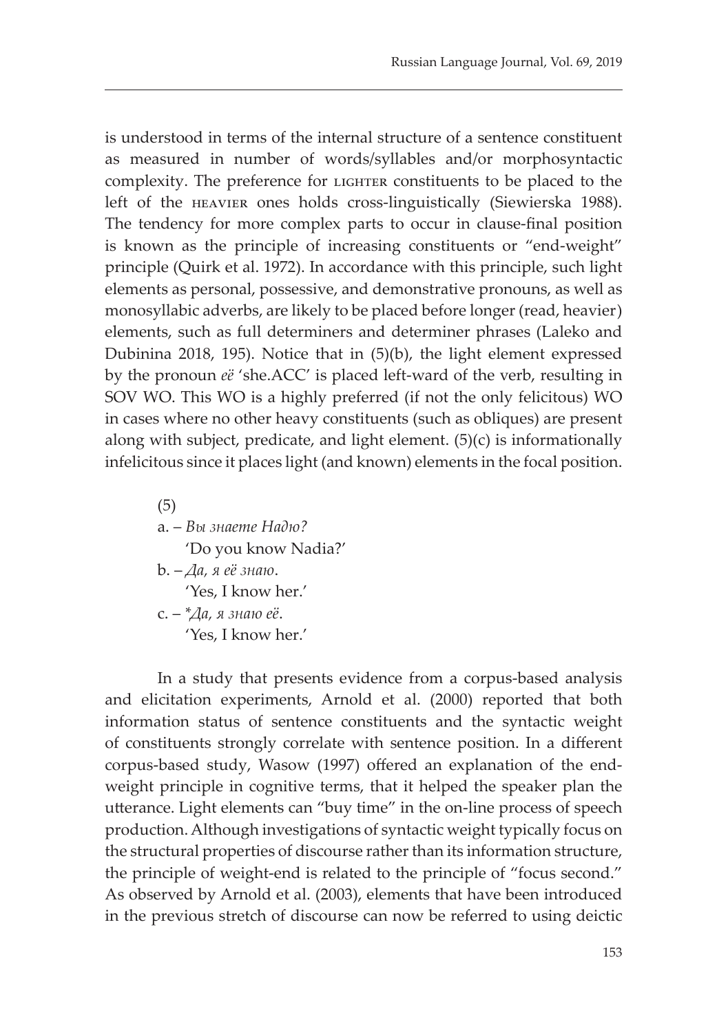is understood in terms of the internal structure of a sentence constituent as measured in number of words/syllables and/or morphosyntactic complexity. The preference for LIGHTER constituents to be placed to the left of the HEAVIER ones holds cross-linguistically (Siewierska 1988). The tendency for more complex parts to occur in clause-final position is known as the principle of increasing constituents or "end-weight" principle (Quirk et al. 1972). In accordance with this principle, such light elements as personal, possessive, and demonstrative pronouns, as well as monosyllabic adverbs, are likely to be placed before longer (read, heavier) elements, such as full determiners and determiner phrases (Laleko and Dubinina 2018, 195). Notice that in (5)(b), the light element expressed by the pronoun *её* 'she.ACC' is placed left-ward of the verb, resulting in SOV WO. This WO is a highly preferred (if not the only felicitous) WO in cases where no other heavy constituents (such as obliques) are present along with subject, predicate, and light element. (5)(c) is informationally infelicitous since it places light (and known) elements in the focal position.

(5)
a. – *Вы знаете Надю?*
'Do you know Nadia?'
b. – *Да, я её знаю*.
'Yes, I know her.'
c. – *\*Да, я знаю её*.
'Yes, I know her.'

In a study that presents evidence from a corpus-based analysis and elicitation experiments, Arnold et al. (2000) reported that both information status of sentence constituents and the syntactic weight of constituents strongly correlate with sentence position. In a different corpus-based study, Wasow (1997) offered an explanation of the end-weight principle in cognitive terms, that it helped the speaker plan the utterance. Light elements can "buy time" in the on-line process of speech production. Although investigations of syntactic weight typically focus on the structural properties of discourse rather than its information structure, the principle of weight-end is related to the principle of "focus second." As observed by Arnold et al. (2003), elements that have been introduced in the previous stretch of discourse can now be referred to using deictic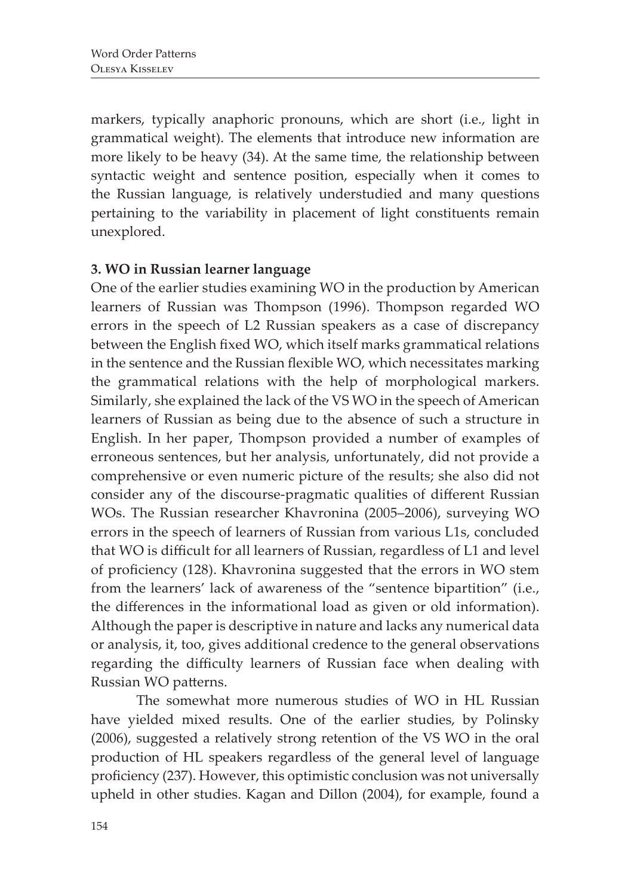markers, typically anaphoric pronouns, which are short (i.e., light in grammatical weight). The elements that introduce new information are more likely to be heavy (34). At the same time, the relationship between syntactic weight and sentence position, especially when it comes to the Russian language, is relatively understudied and many questions pertaining to the variability in placement of light constituents remain unexplored.

### 3. WO in Russian learner language

One of the earlier studies examining WO in the production by American learners of Russian was Thompson (1996). Thompson regarded WO errors in the speech of L2 Russian speakers as a case of discrepancy between the English fixed WO, which itself marks grammatical relations in the sentence and the Russian flexible WO, which necessitates marking the grammatical relations with the help of morphological markers. Similarly, she explained the lack of the VS WO in the speech of American learners of Russian as being due to the absence of such a structure in English. In her paper, Thompson provided a number of examples of erroneous sentences, but her analysis, unfortunately, did not provide a comprehensive or even numeric picture of the results; she also did not consider any of the discourse-pragmatic qualities of different Russian WOs. The Russian researcher Khavronina (2005–2006), surveying WO errors in the speech of learners of Russian from various L1s, concluded that WO is difficult for all learners of Russian, regardless of L1 and level of proficiency (128). Khavronina suggested that the errors in WO stem from the learners' lack of awareness of the "sentence bipartition" (i.e., the differences in the informational load as given or old information). Although the paper is descriptive in nature and lacks any numerical data or analysis, it, too, gives additional credence to the general observations regarding the difficulty learners of Russian face when dealing with Russian WO patterns.

The somewhat more numerous studies of WO in HL Russian have yielded mixed results. One of the earlier studies, by Polinsky (2006), suggested a relatively strong retention of the VS WO in the oral production of HL speakers regardless of the general level of language proficiency (237). However, this optimistic conclusion was not universally upheld in other studies. Kagan and Dillon (2004), for example, found a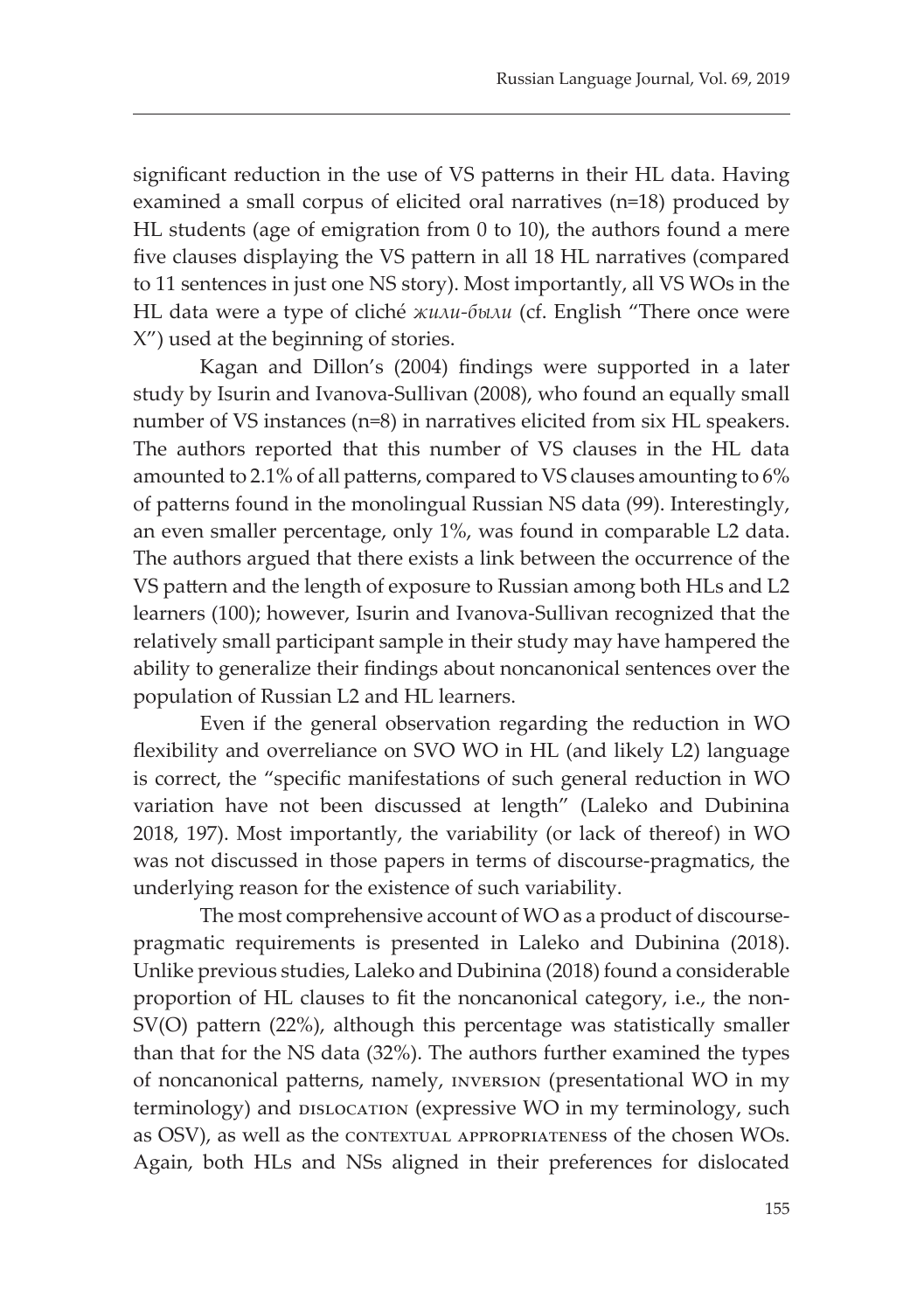significant reduction in the use of VS patterns in their HL data. Having examined a small corpus of elicited oral narratives (n=18) produced by HL students (age of emigration from 0 to 10), the authors found a mere five clauses displaying the VS pattern in all 18 HL narratives (compared to 11 sentences in just one NS story). Most importantly, all VS WOs in the HL data were a type of cliché *жили-были* (cf. English "There once were X") used at the beginning of stories.

Kagan and Dillon's (2004) findings were supported in a later study by Isurin and Ivanova-Sullivan (2008), who found an equally small number of VS instances (n=8) in narratives elicited from six HL speakers. The authors reported that this number of VS clauses in the HL data amounted to 2.1% of all patterns, compared to VS clauses amounting to 6% of patterns found in the monolingual Russian NS data (99). Interestingly, an even smaller percentage, only 1%, was found in comparable L2 data. The authors argued that there exists a link between the occurrence of the VS pattern and the length of exposure to Russian among both HLs and L2 learners (100); however, Isurin and Ivanova-Sullivan recognized that the relatively small participant sample in their study may have hampered the ability to generalize their findings about noncanonical sentences over the population of Russian L2 and HL learners.

Even if the general observation regarding the reduction in WO flexibility and overreliance on SVO WO in HL (and likely L2) language is correct, the "specific manifestations of such general reduction in WO variation have not been discussed at length" (Laleko and Dubinina 2018, 197). Most importantly, the variability (or lack of thereof) in WO was not discussed in those papers in terms of discourse-pragmatics, the underlying reason for the existence of such variability.

The most comprehensive account of WO as a product of discourse-pragmatic requirements is presented in Laleko and Dubinina (2018). Unlike previous studies, Laleko and Dubinina (2018) found a considerable proportion of HL clauses to fit the noncanonical category, i.e., the non-SV(O) pattern (22%), although this percentage was statistically smaller than that for the NS data (32%). The authors further examined the types of noncanonical patterns, namely, INVERSION (presentational WO in my terminology) and DISLOCATION (expressive WO in my terminology, such as OSV), as well as the CONTEXTUAL APPROPRIATENESS of the chosen WOs. Again, both HLs and NSs aligned in their preferences for dislocated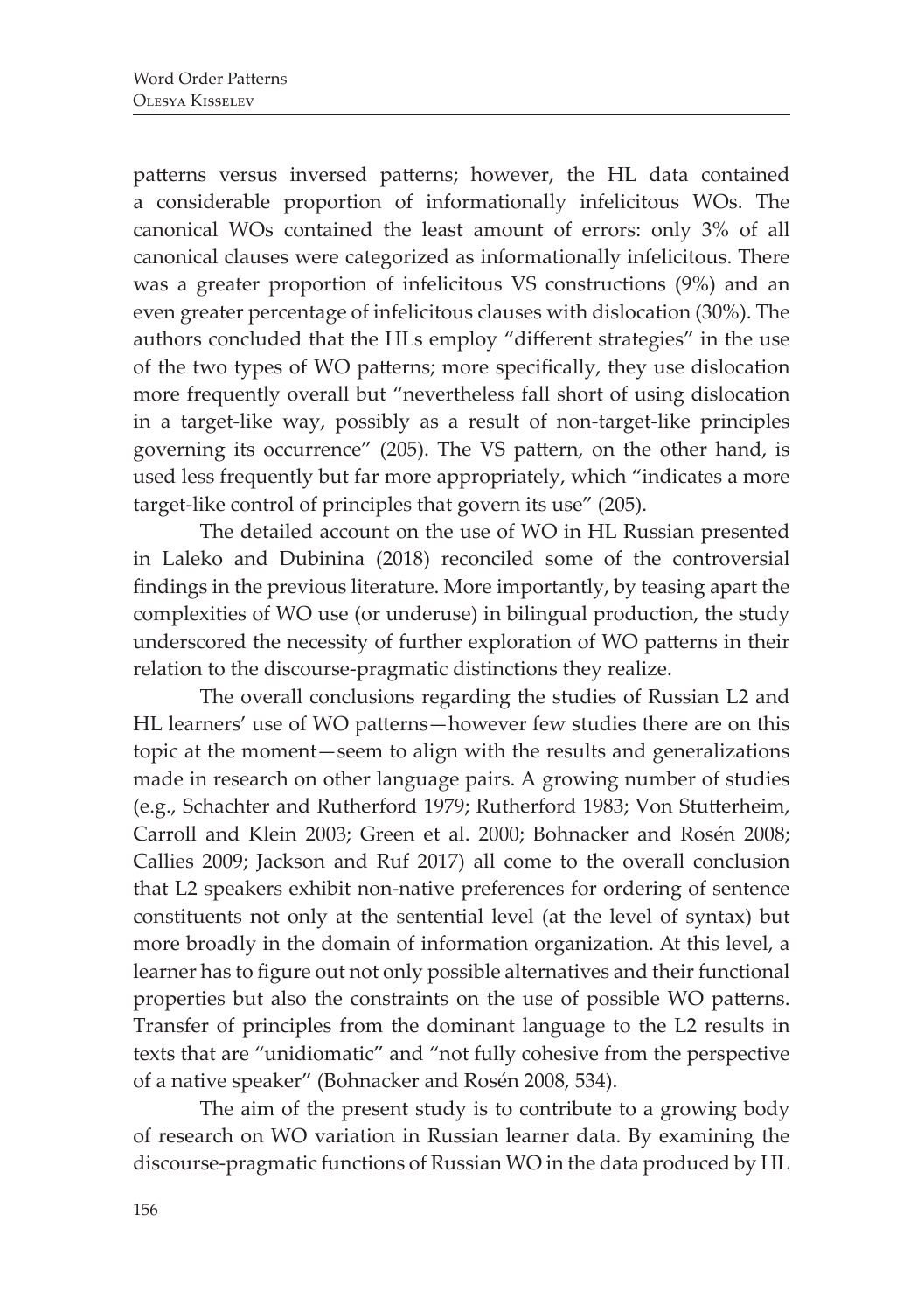patterns versus inversed patterns; however, the HL data contained a considerable proportion of informationally infelicitous WOs. The canonical WOs contained the least amount of errors: only 3% of all canonical clauses were categorized as informationally infelicitous. There was a greater proportion of infelicitous VS constructions (9%) and an even greater percentage of infelicitous clauses with dislocation (30%). The authors concluded that the HLs employ "different strategies" in the use of the two types of WO patterns; more specifically, they use dislocation more frequently overall but "nevertheless fall short of using dislocation in a target-like way, possibly as a result of non-target-like principles governing its occurrence" (205). The VS pattern, on the other hand, is used less frequently but far more appropriately, which "indicates a more target-like control of principles that govern its use" (205).

The detailed account on the use of WO in HL Russian presented in Laleko and Dubinina (2018) reconciled some of the controversial findings in the previous literature. More importantly, by teasing apart the complexities of WO use (or underuse) in bilingual production, the study underscored the necessity of further exploration of WO patterns in their relation to the discourse-pragmatic distinctions they realize.

The overall conclusions regarding the studies of Russian L2 and HL learners' use of WO patterns—however few studies there are on this topic at the moment—seem to align with the results and generalizations made in research on other language pairs. A growing number of studies (e.g., Schachter and Rutherford 1979; Rutherford 1983; Von Stutterheim, Carroll and Klein 2003; Green et al. 2000; Bohnacker and Rosén 2008; Callies 2009; Jackson and Ruf 2017) all come to the overall conclusion that L2 speakers exhibit non-native preferences for ordering of sentence constituents not only at the sentential level (at the level of syntax) but more broadly in the domain of information organization. At this level, a learner has to figure out not only possible alternatives and their functional properties but also the constraints on the use of possible WO patterns. Transfer of principles from the dominant language to the L2 results in texts that are "unidiomatic" and "not fully cohesive from the perspective of a native speaker" (Bohnacker and Rosén 2008, 534).

The aim of the present study is to contribute to a growing body of research on WO variation in Russian learner data. By examining the discourse-pragmatic functions of Russian WO in the data produced by HL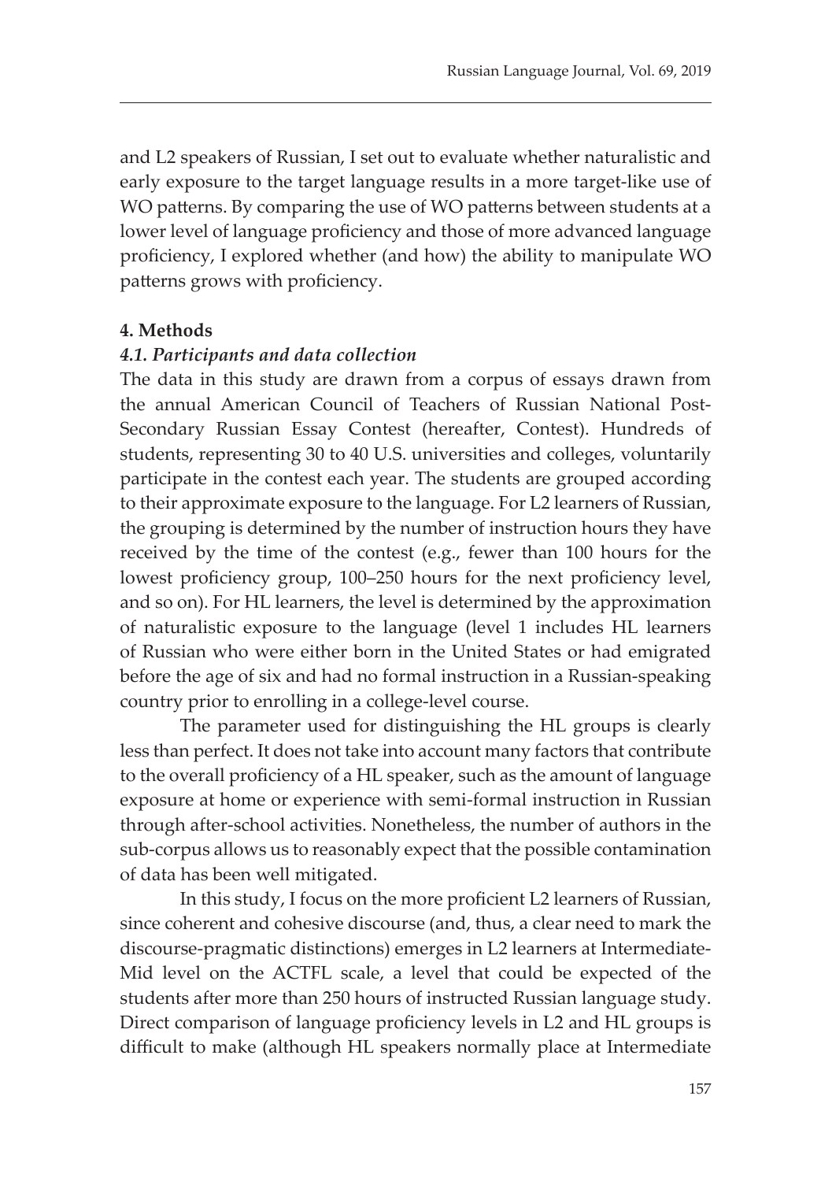and L2 speakers of Russian, I set out to evaluate whether naturalistic and early exposure to the target language results in a more target-like use of WO patterns. By comparing the use of WO patterns between students at a lower level of language proficiency and those of more advanced language proficiency, I explored whether (and how) the ability to manipulate WO patterns grows with proficiency.

## 4. Methods

### *4.1. Participants and data collection*

The data in this study are drawn from a corpus of essays drawn from the annual American Council of Teachers of Russian National Post-Secondary Russian Essay Contest (hereafter, Contest). Hundreds of students, representing 30 to 40 U.S. universities and colleges, voluntarily participate in the contest each year. The students are grouped according to their approximate exposure to the language. For L2 learners of Russian, the grouping is determined by the number of instruction hours they have received by the time of the contest (e.g., fewer than 100 hours for the lowest proficiency group, 100–250 hours for the next proficiency level, and so on). For HL learners, the level is determined by the approximation of naturalistic exposure to the language (level 1 includes HL learners of Russian who were either born in the United States or had emigrated before the age of six and had no formal instruction in a Russian-speaking country prior to enrolling in a college-level course.

The parameter used for distinguishing the HL groups is clearly less than perfect. It does not take into account many factors that contribute to the overall proficiency of a HL speaker, such as the amount of language exposure at home or experience with semi-formal instruction in Russian through after-school activities. Nonetheless, the number of authors in the sub-corpus allows us to reasonably expect that the possible contamination of data has been well mitigated.

In this study, I focus on the more proficient L2 learners of Russian, since coherent and cohesive discourse (and, thus, a clear need to mark the discourse-pragmatic distinctions) emerges in L2 learners at Intermediate-Mid level on the ACTFL scale, a level that could be expected of the students after more than 250 hours of instructed Russian language study. Direct comparison of language proficiency levels in L2 and HL groups is difficult to make (although HL speakers normally place at Intermediate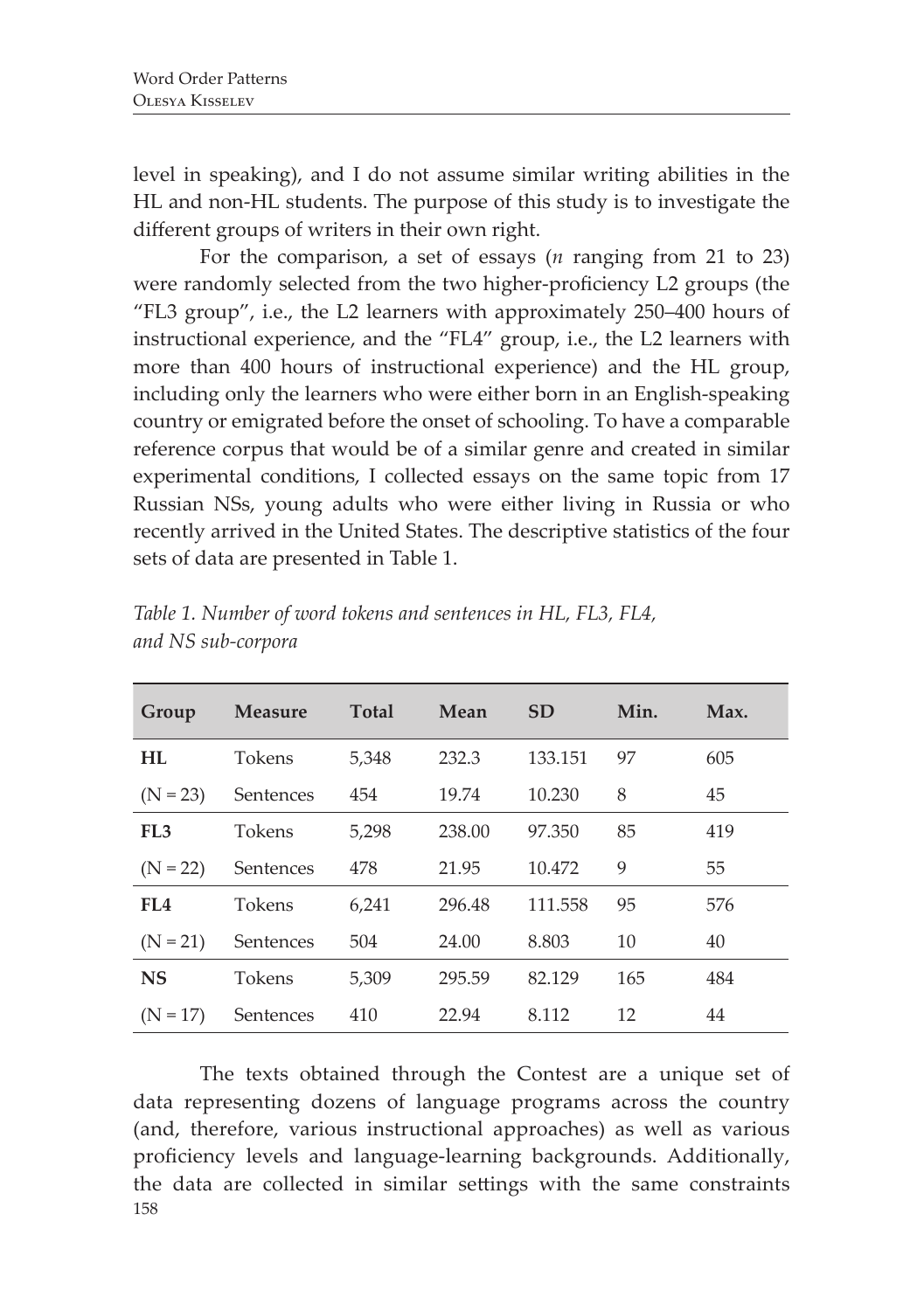level in speaking), and I do not assume similar writing abilities in the HL and non-HL students. The purpose of this study is to investigate the different groups of writers in their own right.

For the comparison, a set of essays (*n* ranging from 21 to 23) were randomly selected from the two higher-proficiency L2 groups (the "FL3 group", i.e., the L2 learners with approximately 250–400 hours of instructional experience, and the "FL4" group, i.e., the L2 learners with more than 400 hours of instructional experience) and the HL group, including only the learners who were either born in an English-speaking country or emigrated before the onset of schooling. To have a comparable reference corpus that would be of a similar genre and created in similar experimental conditions, I collected essays on the same topic from 17 Russian NSs, young adults who were either living in Russia or who recently arrived in the United States. The descriptive statistics of the four sets of data are presented in Table 1.

*Table 1. Number of word tokens and sentences in HL, FL3, FL4, and NS sub-corpora*

| Group | Measure | Total | Mean | SD | Min. | Max. |
|---|---|---|---|---|---|---|
| **HL** | Tokens | 5,348 | 232.3 | 133.151 | 97 | 605 |
| (N = 23) | Sentences | 454 | 19.74 | 10.230 | 8 | 45 |
| **FL3** | Tokens | 5,298 | 238.00 | 97.350 | 85 | 419 |
| (N = 22) | Sentences | 478 | 21.95 | 10.472 | 9 | 55 |
| **FL4** | Tokens | 6,241 | 296.48 | 111.558 | 95 | 576 |
| (N = 21) | Sentences | 504 | 24.00 | 8.803 | 10 | 40 |
| **NS** | Tokens | 5,309 | 295.59 | 82.129 | 165 | 484 |
| (N = 17) | Sentences | 410 | 22.94 | 8.112 | 12 | 44 |

The texts obtained through the Contest are a unique set of data representing dozens of language programs across the country (and, therefore, various instructional approaches) as well as various proficiency levels and language-learning backgrounds. Additionally, the data are collected in similar settings with the same constraints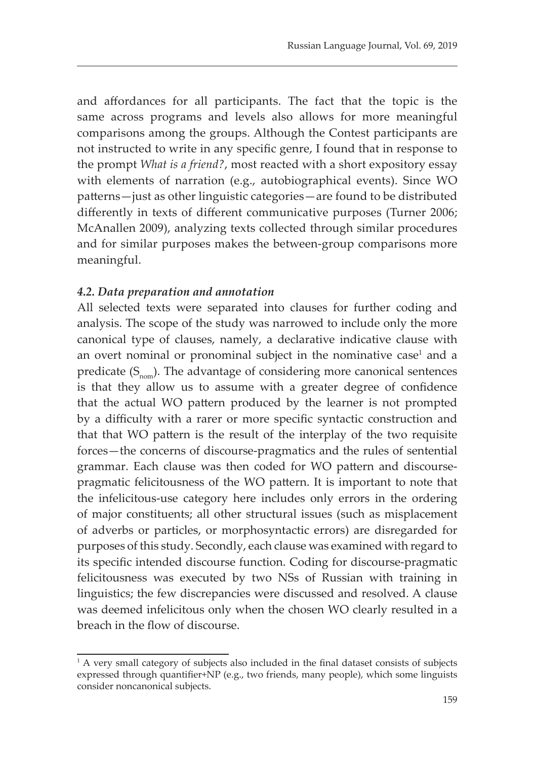and affordances for all participants. The fact that the topic is the same across programs and levels also allows for more meaningful comparisons among the groups. Although the Contest participants are not instructed to write in any specific genre, I found that in response to the prompt *What is a friend?*, most reacted with a short expository essay with elements of narration (e.g., autobiographical events). Since WO patterns—just as other linguistic categories—are found to be distributed differently in texts of different communicative purposes (Turner 2006; McAnallen 2009), analyzing texts collected through similar procedures and for similar purposes makes the between-group comparisons more meaningful.

### *4.2. Data preparation and annotation*

All selected texts were separated into clauses for further coding and analysis. The scope of the study was narrowed to include only the more canonical type of clauses, namely, a declarative indicative clause with an overt nominal or pronominal subject in the nominative case[1] and a predicate ($S_{nom}$). The advantage of considering more canonical sentences is that they allow us to assume with a greater degree of confidence that the actual WO pattern produced by the learner is not prompted by a difficulty with a rarer or more specific syntactic construction and that that WO pattern is the result of the interplay of the two requisite forces—the concerns of discourse-pragmatics and the rules of sentential grammar. Each clause was then coded for WO pattern and discourse-pragmatic felicitousness of the WO pattern. It is important to note that the infelicitous-use category here includes only errors in the ordering of major constituents; all other structural issues (such as misplacement of adverbs or particles, or morphosyntactic errors) are disregarded for purposes of this study. Secondly, each clause was examined with regard to its specific intended discourse function. Coding for discourse-pragmatic felicitousness was executed by two NSs of Russian with training in linguistics; the few discrepancies were discussed and resolved. A clause was deemed infelicitous only when the chosen WO clearly resulted in a breach in the flow of discourse.

[1] A very small category of subjects also included in the final dataset consists of subjects expressed through quantifier+NP (e.g., two friends, many people), which some linguists consider noncanonical subjects.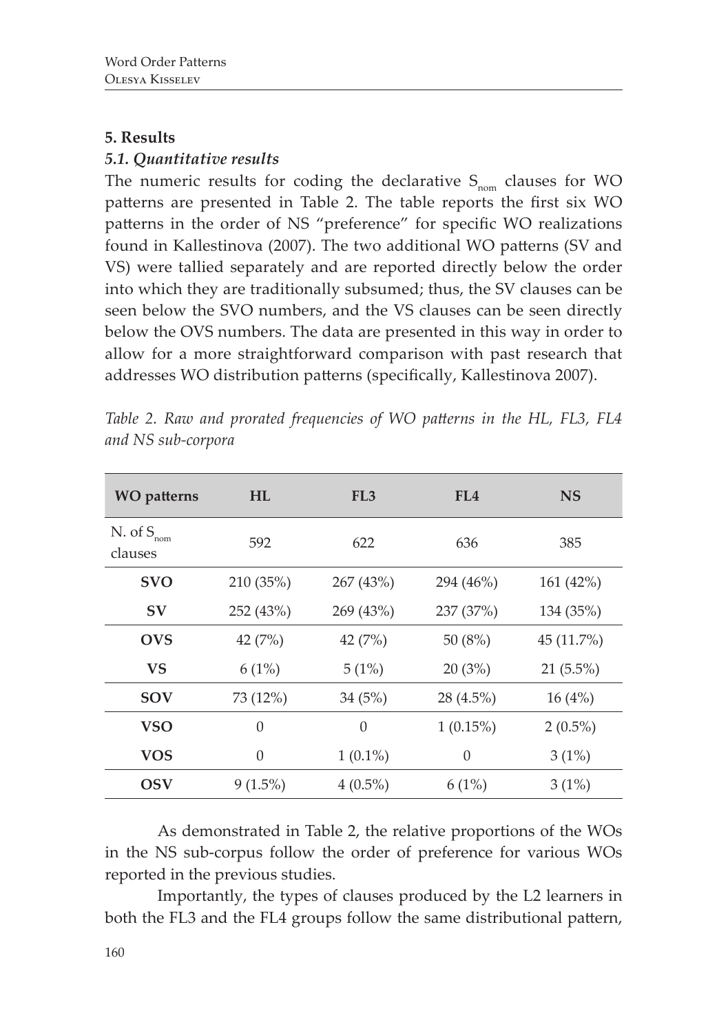## 5. Results

### *5.1. Quantitative results*

The numeric results for coding the declarative $S_{nom}$ clauses for WO patterns are presented in Table 2. The table reports the first six WO patterns in the order of NS "preference" for specific WO realizations found in Kallestinova (2007). The two additional WO patterns (SV and VS) were tallied separately and are reported directly below the order into which they are traditionally subsumed; thus, the SV clauses can be seen below the SVO numbers, and the VS clauses can be seen directly below the OVS numbers. The data are presented in this way in order to allow for a more straightforward comparison with past research that addresses WO distribution patterns (specifically, Kallestinova 2007).

*Table 2. Raw and prorated frequencies of WO patterns in the HL, FL3, FL4 and NS sub-corpora*

| WO patterns | HL | FL3 | FL4 | NS |
|---|---|---|---|---|
| N. of $S_{nom}$ clauses | 592 | 622 | 636 | 385 |
| **SVO** | 210 (35%) | 267 (43%) | 294 (46%) | 161 (42%) |
| **SV** | 252 (43%) | 269 (43%) | 237 (37%) | 134 (35%) |
| **OVS** | 42 (7%) | 42 (7%) | 50 (8%) | 45 (11.7%) |
| **VS** | 6 (1%) | 5 (1%) | 20 (3%) | 21 (5.5%) |
| **SOV** | 73 (12%) | 34 (5%) | 28 (4.5%) | 16 (4%) |
| **VSO** | 0 | 0 | 1 (0.15%) | 2 (0.5%) |
| **VOS** | 0 | 1 (0.1%) | 0 | 3 (1%) |
| **OSV** | 9 (1.5%) | 4 (0.5%) | 6 (1%) | 3 (1%) |

As demonstrated in Table 2, the relative proportions of the WOs in the NS sub-corpus follow the order of preference for various WOs reported in the previous studies.

Importantly, the types of clauses produced by the L2 learners in both the FL3 and the FL4 groups follow the same distributional pattern,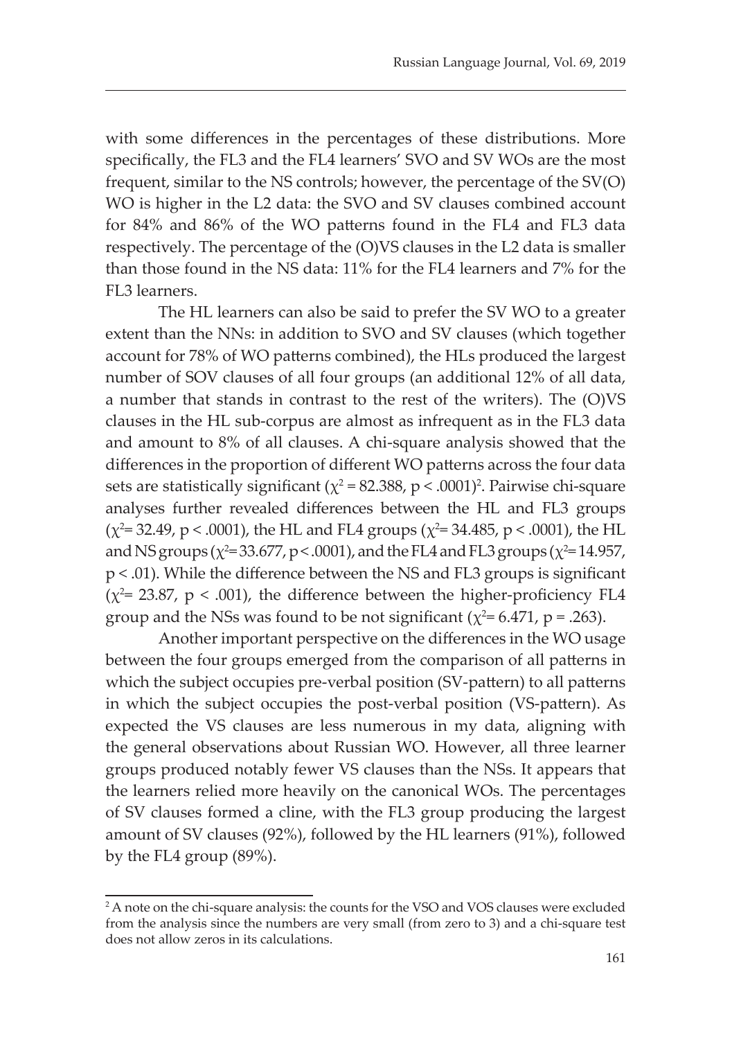with some differences in the percentages of these distributions. More specifically, the FL3 and the FL4 learners' SVO and SV WOs are the most frequent, similar to the NS controls; however, the percentage of the SV(O) WO is higher in the L2 data: the SVO and SV clauses combined account for 84% and 86% of the WO patterns found in the FL4 and FL3 data respectively. The percentage of the (O)VS clauses in the L2 data is smaller than those found in the NS data: 11% for the FL4 learners and 7% for the FL3 learners.

The HL learners can also be said to prefer the SV WO to a greater extent than the NNs: in addition to SVO and SV clauses (which together account for 78% of WO patterns combined), the HLs produced the largest number of SOV clauses of all four groups (an additional 12% of all data, a number that stands in contrast to the rest of the writers). The (O)VS clauses in the HL sub-corpus are almost as infrequent as in the FL3 data and amount to 8% of all clauses. A chi-square analysis showed that the differences in the proportion of different WO patterns across the four data sets are statistically significant ($\chi^2 = 82.388$, $p < .0001$)[2]. Pairwise chi-square analyses further revealed differences between the HL and FL3 groups ($\chi^2 = 32.49$, $p < .0001$), the HL and FL4 groups ($\chi^2 = 34.485$, $p < .0001$), the HL and NS groups ($\chi^2 = 33.677$, $p < .0001$), and the FL4 and FL3 groups ($\chi^2 = 14.957$, $p < .01$). While the difference between the NS and FL3 groups is significant ($\chi^2 = 23.87$, $p < .001$), the difference between the higher-proficiency FL4 group and the NSs was found to be not significant ($\chi^2 = 6.471$, $p = .263$).

Another important perspective on the differences in the WO usage between the four groups emerged from the comparison of all patterns in which the subject occupies pre-verbal position (SV-pattern) to all patterns in which the subject occupies the post-verbal position (VS-pattern). As expected the VS clauses are less numerous in my data, aligning with the general observations about Russian WO. However, all three learner groups produced notably fewer VS clauses than the NSs. It appears that the learners relied more heavily on the canonical WOs. The percentages of SV clauses formed a cline, with the FL3 group producing the largest amount of SV clauses (92%), followed by the HL learners (91%), followed by the FL4 group (89%).

[2] A note on the chi-square analysis: the counts for the VSO and VOS clauses were excluded from the analysis since the numbers are very small (from zero to 3) and a chi-square test does not allow zeros in its calculations.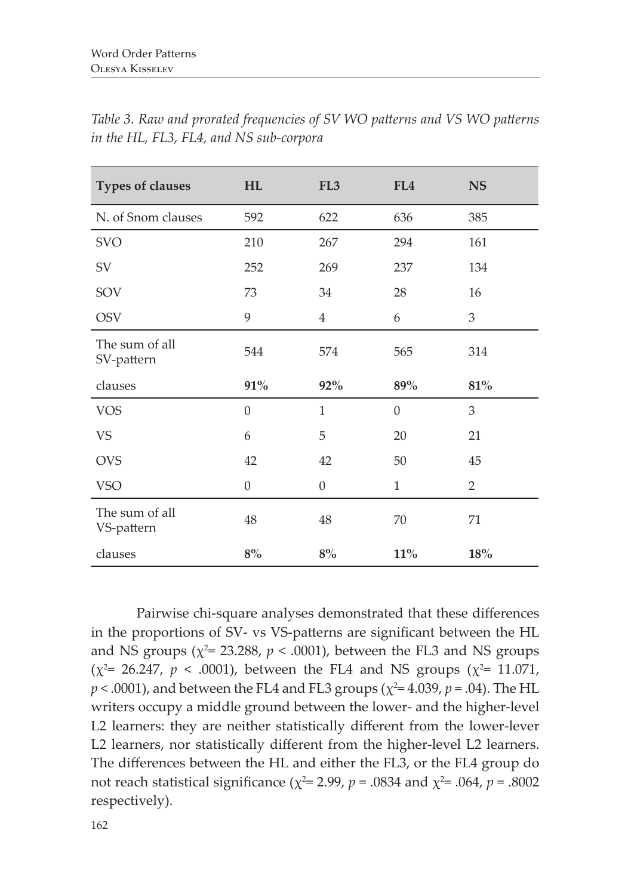*Table 3. Raw and prorated frequencies of SV WO patterns and VS WO patterns in the HL, FL3, FL4, and NS sub-corpora*

| Types of clauses | HL | FL3 | FL4 | NS |
|---|---|---|---|---|
| N. of Snom clauses | 592 | 622 | 636 | 385 |
| SVO | 210 | 267 | 294 | 161 |
| SV | 252 | 269 | 237 | 134 |
| SOV | 73 | 34 | 28 | 16 |
| OSV | 9 | 4 | 6 | 3 |
| The sum of all SV-pattern | 544 | 574 | 565 | 314 |
| clauses | **91%** | **92%** | **89%** | **81%** |
| VOS | 0 | 1 | 0 | 3 |
| VS | 6 | 5 | 20 | 21 |
| OVS | 42 | 42 | 50 | 45 |
| VSO | 0 | 0 | 1 | 2 |
| The sum of all VS-pattern | 48 | 48 | 70 | 71 |
| clauses | **8%** | **8%** | **11%** | **18%** |

Pairwise chi-square analyses demonstrated that these differences in the proportions of SV- vs VS-patterns are significant between the HL and NS groups ($\chi^2 = 23.288$, $p < .0001$), between the FL3 and NS groups ($\chi^2 = 26.247$, $p < .0001$), between the FL4 and NS groups ($\chi^2 = 11.071$, $p < .0001$), and between the FL4 and FL3 groups ($\chi^2 = 4.039$, $p = .04$). The HL writers occupy a middle ground between the lower- and the higher-level L2 learners: they are neither statistically different from the lower-lever L2 learners, nor statistically different from the higher-level L2 learners. The differences between the HL and either the FL3, or the FL4 group do not reach statistical significance ($\chi^2 = 2.99$, $p = .0834$ and $\chi^2 = .064$, $p = .8002$ respectively).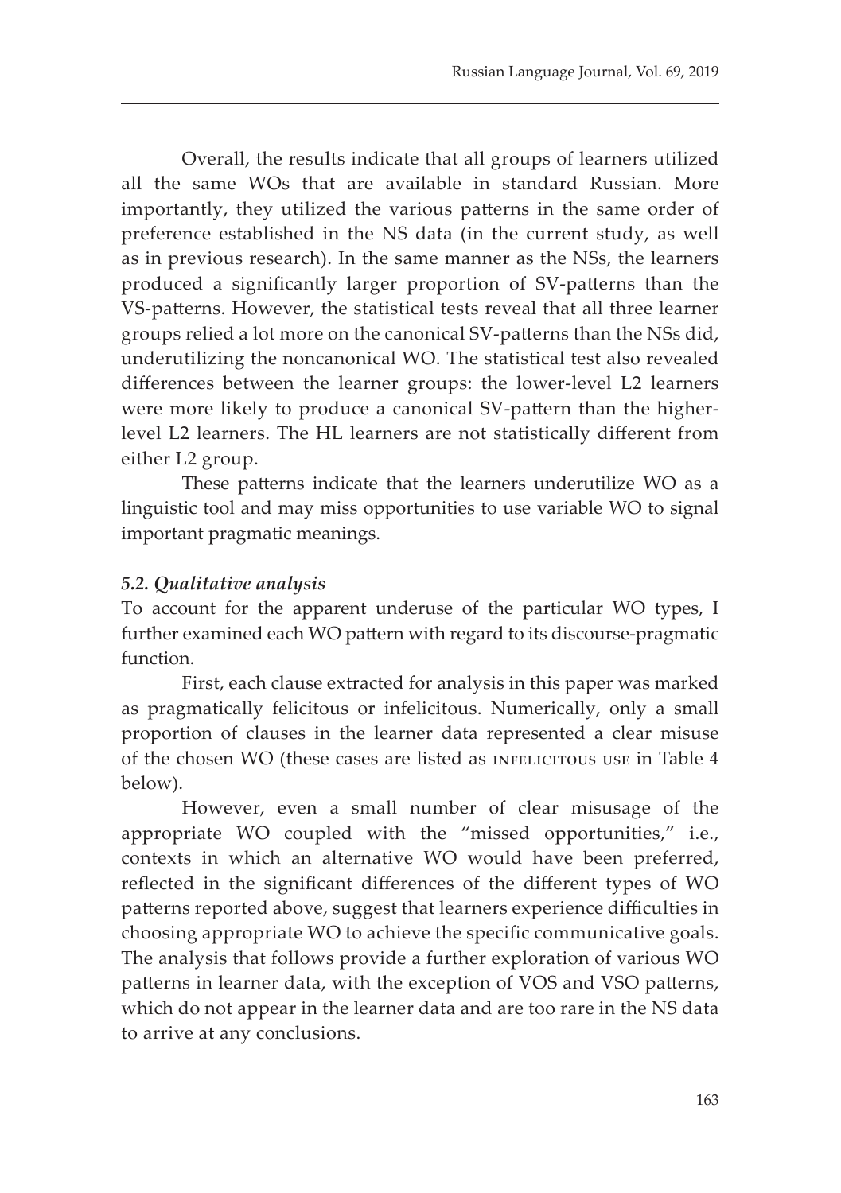Overall, the results indicate that all groups of learners utilized all the same WOs that are available in standard Russian. More importantly, they utilized the various patterns in the same order of preference established in the NS data (in the current study, as well as in previous research). In the same manner as the NSs, the learners produced a significantly larger proportion of SV-patterns than the VS-patterns. However, the statistical tests reveal that all three learner groups relied a lot more on the canonical SV-patterns than the NSs did, underutilizing the noncanonical WO. The statistical test also revealed differences between the learner groups: the lower-level L2 learners were more likely to produce a canonical SV-pattern than the higher-level L2 learners. The HL learners are not statistically different from either L2 group.

These patterns indicate that the learners underutilize WO as a linguistic tool and may miss opportunities to use variable WO to signal important pragmatic meanings.

### *5.2. Qualitative analysis*

To account for the apparent underuse of the particular WO types, I further examined each WO pattern with regard to its discourse-pragmatic function.

First, each clause extracted for analysis in this paper was marked as pragmatically felicitous or infelicitous. Numerically, only a small proportion of clauses in the learner data represented a clear misuse of the chosen WO (these cases are listed as INFELICITOUS USE in Table 4 below).

However, even a small number of clear misusage of the appropriate WO coupled with the "missed opportunities," i.e., contexts in which an alternative WO would have been preferred, reflected in the significant differences of the different types of WO patterns reported above, suggest that learners experience difficulties in choosing appropriate WO to achieve the specific communicative goals. The analysis that follows provide a further exploration of various WO patterns in learner data, with the exception of VOS and VSO patterns, which do not appear in the learner data and are too rare in the NS data to arrive at any conclusions.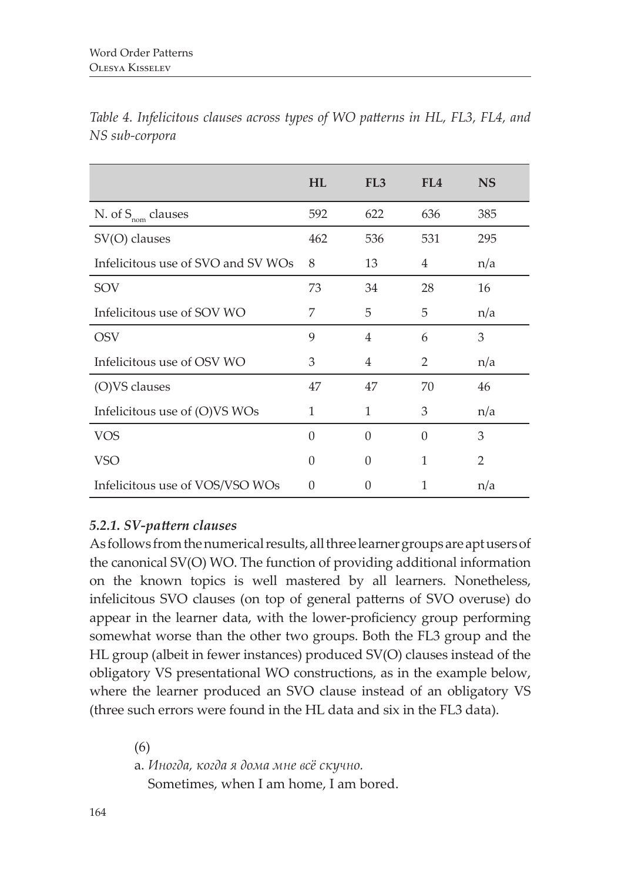*Table 4. Infelicitous clauses across types of WO patterns in HL, FL3, FL4, and NS sub-corpora*

| | HL | FL3 | FL4 | NS |
|---|---|---|---|---|
| N. of $S_{nom}$ clauses | 592 | 622 | 636 | 385 |
| SV(O) clauses | 462 | 536 | 531 | 295 |
| Infelicitous use of SVO and SV WOs | 8 | 13 | 4 | n/a |
| SOV | 73 | 34 | 28 | 16 |
| Infelicitous use of SOV WO | 7 | 5 | 5 | n/a |
| OSV | 9 | 4 | 6 | 3 |
| Infelicitous use of OSV WO | 3 | 4 | 2 | n/a |
| (O)VS clauses | 47 | 47 | 70 | 46 |
| Infelicitous use of (O)VS WOs | 1 | 1 | 3 | n/a |
| VOS | 0 | 0 | 0 | 3 |
| VSO | 0 | 0 | 1 | 2 |
| Infelicitous use of VOS/VSO WOs | 0 | 0 | 1 | n/a |

### *5.2.1. SV-pattern clauses*

As follows from the numerical results, all three learner groups are apt users of the canonical SV(O) WO. The function of providing additional information on the known topics is well mastered by all learners. Nonetheless, infelicitous SVO clauses (on top of general patterns of SVO overuse) do appear in the learner data, with the lower-proficiency group performing somewhat worse than the other two groups. Both the FL3 group and the HL group (albeit in fewer instances) produced SV(O) clauses instead of the obligatory VS presentational WO constructions, as in the example below, where the learner produced an SVO clause instead of an obligatory VS (three such errors were found in the HL data and six in the FL3 data).

(6)

a. *Иногда, когда я дома мне всё скучно.*
Sometimes, when I am home, I am bored.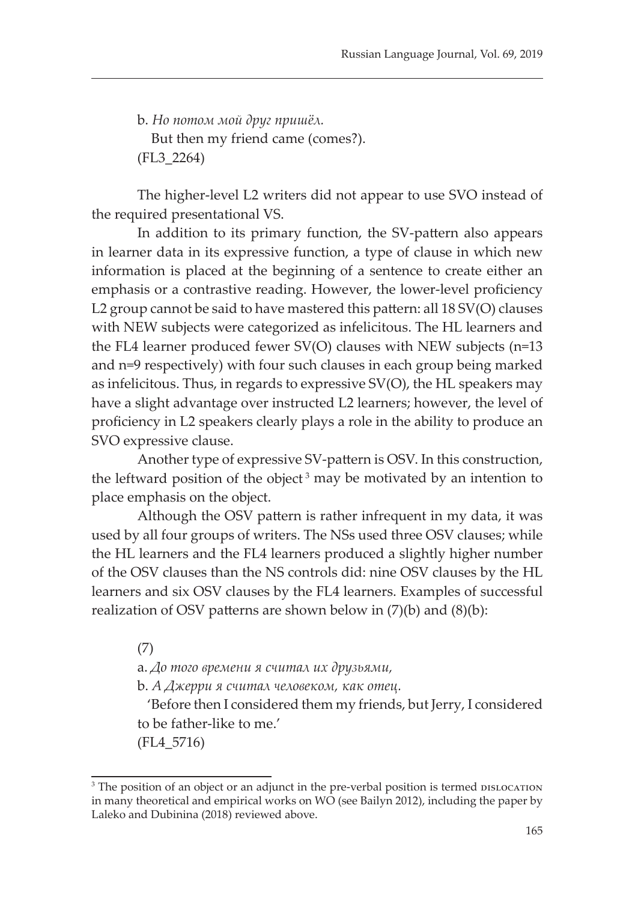b. *Но потом мой друг пришёл.*
But then my friend came (comes?).
(FL3_2264)

The higher-level L2 writers did not appear to use SVO instead of the required presentational VS.

In addition to its primary function, the SV-pattern also appears in learner data in its expressive function, a type of clause in which new information is placed at the beginning of a sentence to create either an emphasis or a contrastive reading. However, the lower-level proficiency L2 group cannot be said to have mastered this pattern: all 18 SV(O) clauses with NEW subjects were categorized as infelicitous. The HL learners and the FL4 learner produced fewer SV(O) clauses with NEW subjects (n=13 and n=9 respectively) with four such clauses in each group being marked as infelicitous. Thus, in regards to expressive SV(O), the HL speakers may have a slight advantage over instructed L2 learners; however, the level of proficiency in L2 speakers clearly plays a role in the ability to produce an SVO expressive clause.

Another type of expressive SV-pattern is OSV. In this construction, the leftward position of the object [3] may be motivated by an intention to place emphasis on the object.

Although the OSV pattern is rather infrequent in my data, it was used by all four groups of writers. The NSs used three OSV clauses; while the HL learners and the FL4 learners produced a slightly higher number of the OSV clauses than the NS controls did: nine OSV clauses by the HL learners and six OSV clauses by the FL4 learners. Examples of successful realization of OSV patterns are shown below in (7)(b) and (8)(b):

(7)

a. *До того времени я считал их друзьями,*

b. *А Джерри я считал человеком, как отец.*

'Before then I considered them my friends, but Jerry, I considered to be father-like to me.'
(FL4_5716)

---

[3] The position of an object or an adjunct in the pre-verbal position is termed DISLOCATION in many theoretical and empirical works on WO (see Bailyn 2012), including the paper by Laleko and Dubinina (2018) reviewed above.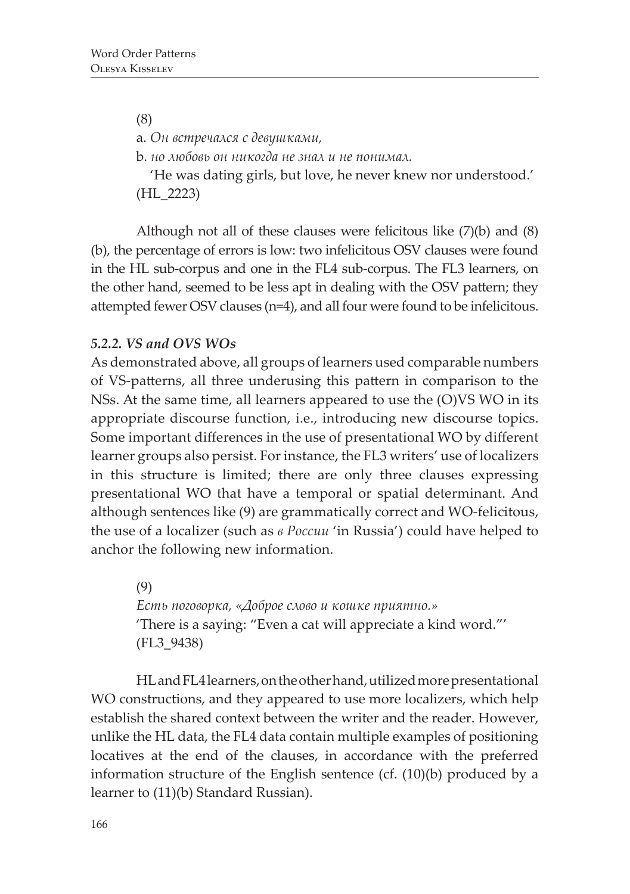(8)

a. *Он встречался с девушками,*

b. *но любовь он никогда не знал и не понимал.*

'He was dating girls, but love, he never knew nor understood.' (HL_2223)

Although not all of these clauses were felicitous like (7)(b) and (8)(b), the percentage of errors is low: two infelicitous OSV clauses were found in the HL sub-corpus and one in the FL4 sub-corpus. The FL3 learners, on the other hand, seemed to be less apt in dealing with the OSV pattern; they attempted fewer OSV clauses (n=4), and all four were found to be infelicitous.

### *5.2.2. VS and OVS WOs*

As demonstrated above, all groups of learners used comparable numbers of VS-patterns, all three underusing this pattern in comparison to the NSs. At the same time, all learners appeared to use the (O)VS WO in its appropriate discourse function, i.e., introducing new discourse topics. Some important differences in the use of presentational WO by different learner groups also persist. For instance, the FL3 writers' use of localizers in this structure is limited; there are only three clauses expressing presentational WO that have a temporal or spatial determinant. And although sentences like (9) are grammatically correct and WO-felicitous, the use of a localizer (such as *в России* 'in Russia') could have helped to anchor the following new information.

(9)

*Есть поговорка, «Доброе слово и кошке приятно.»*

'There is a saying: "Even a cat will appreciate a kind word."' (FL3_9438)

HL and FL4 learners, on the other hand, utilized more presentational WO constructions, and they appeared to use more localizers, which help establish the shared context between the writer and the reader. However, unlike the HL data, the FL4 data contain multiple examples of positioning locatives at the end of the clauses, in accordance with the preferred information structure of the English sentence (cf. (10)(b) produced by a learner to (11)(b) Standard Russian).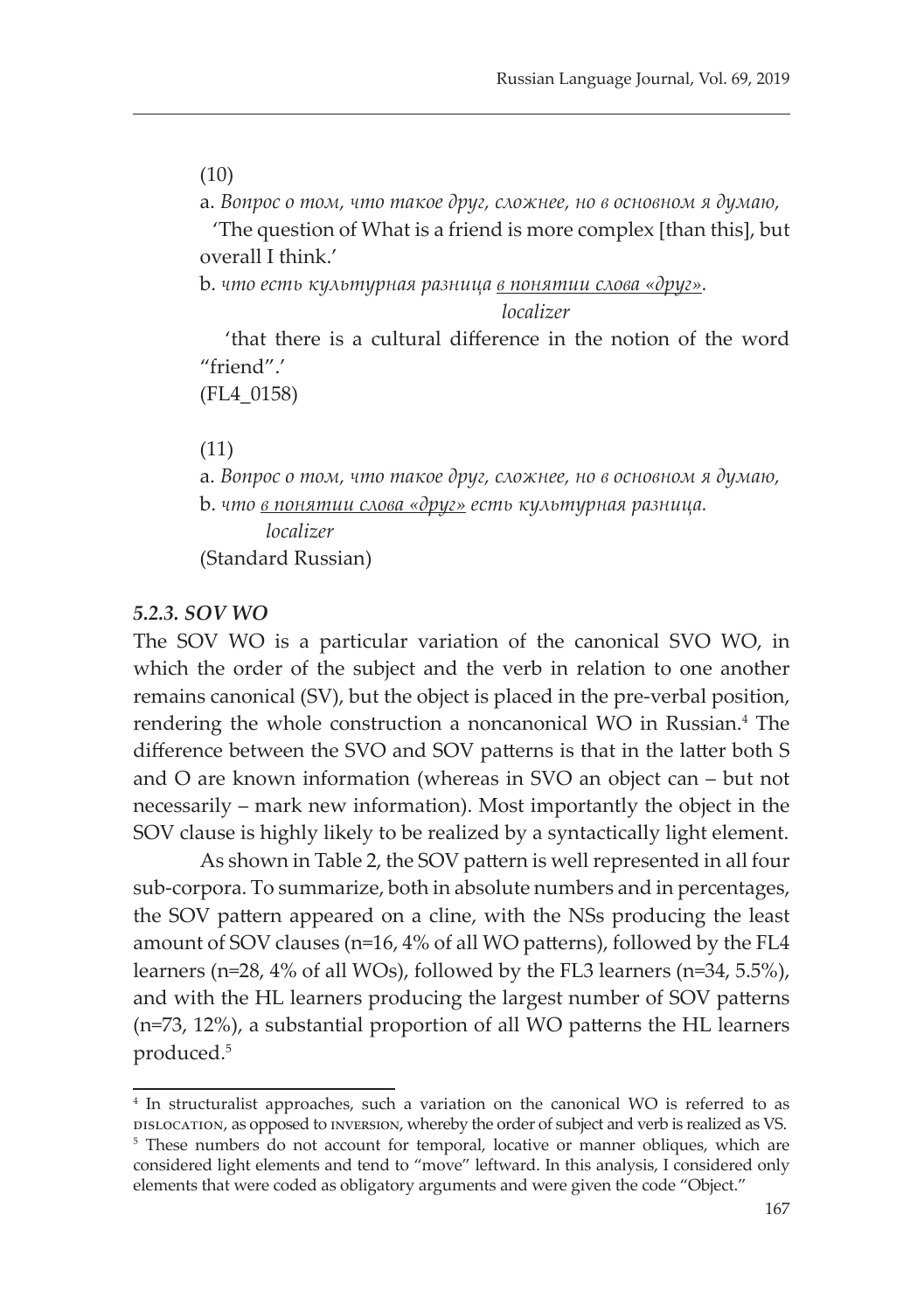(10)

a. *Вопрос о том, что такое друг, сложнее, но в основном я думаю,*
'The question of What is a friend is more complex [than this], but overall I think.'

b. *что есть культурная разница <u>в понятии слова «друг»</u>.*
*localizer*
'that there is a cultural difference in the notion of the word "friend".'
(FL4_0158)

(11)

a. *Вопрос о том, что такое друг, сложнее, но в основном я думаю,*

b. *что <u>в понятии слова «друг»</u> есть культурная разница.*
*localizer*
(Standard Russian)

### *5.2.3. SOV WO*

The SOV WO is a particular variation of the canonical SVO WO, in which the order of the subject and the verb in relation to one another remains canonical (SV), but the object is placed in the pre-verbal position, rendering the whole construction a noncanonical WO in Russian.[4] The difference between the SVO and SOV patterns is that in the latter both S and O are known information (whereas in SVO an object can – but not necessarily – mark new information). Most importantly the object in the SOV clause is highly likely to be realized by a syntactically light element.

As shown in Table 2, the SOV pattern is well represented in all four sub-corpora. To summarize, both in absolute numbers and in percentages, the SOV pattern appeared on a cline, with the NSs producing the least amount of SOV clauses (n=16, 4% of all WO patterns), followed by the FL4 learners (n=28, 4% of all WOs), followed by the FL3 learners (n=34, 5.5%), and with the HL learners producing the largest number of SOV patterns (n=73, 12%), a substantial proportion of all WO patterns the HL learners produced.[5]

---

[4] In structuralist approaches, such a variation on the canonical WO is referred to as DISLOCATION, as opposed to INVERSION, whereby the order of subject and verb is realized as VS.

[5] These numbers do not account for temporal, locative or manner obliques, which are considered light elements and tend to "move" leftward. In this analysis, I considered only elements that were coded as obligatory arguments and were given the code "Object."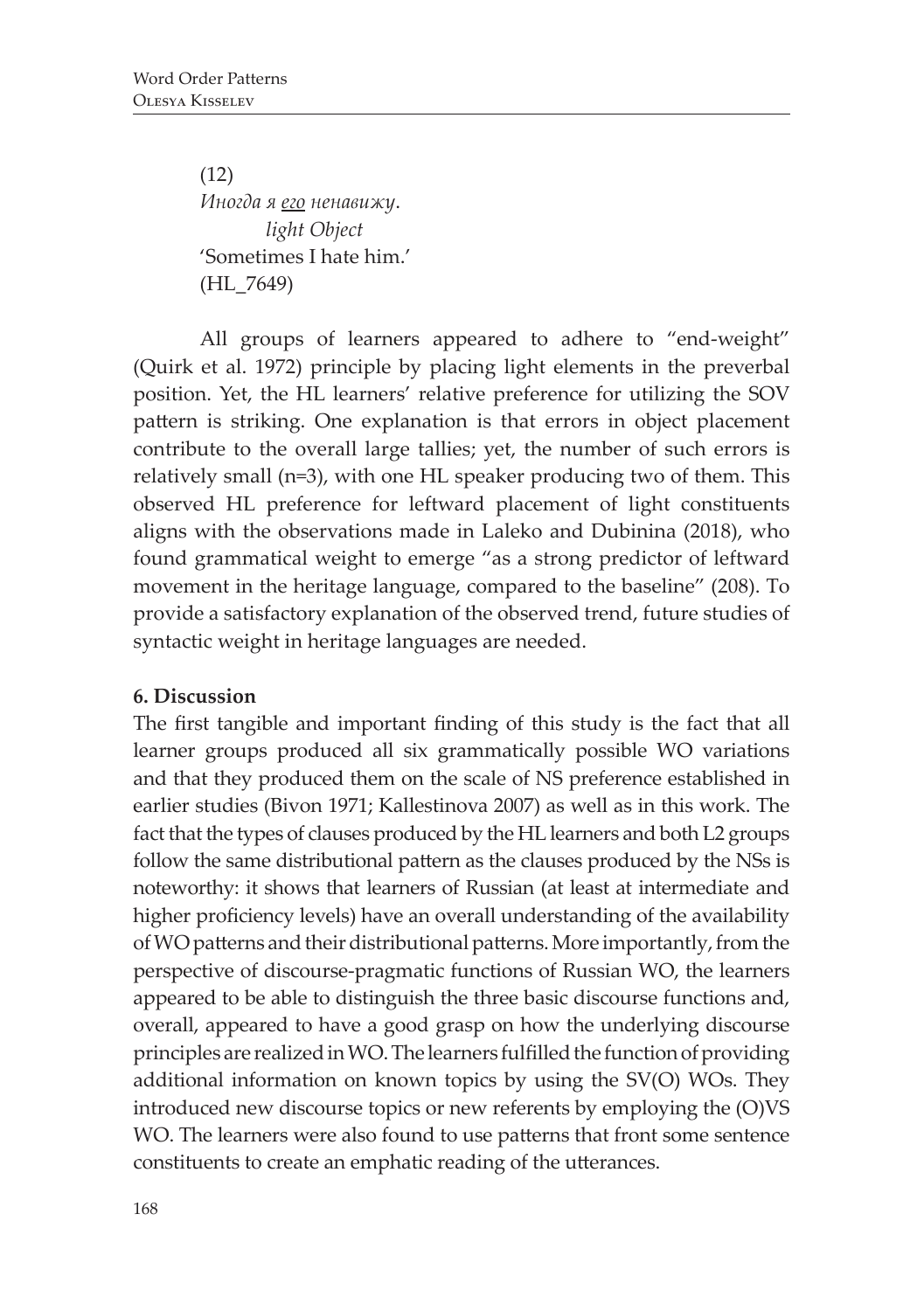(12)
*Иногда я <u>его</u> ненавижу.*
*light Object*
'Sometimes I hate him.'
(HL_7649)

All groups of learners appeared to adhere to "end-weight" (Quirk et al. 1972) principle by placing light elements in the preverbal position. Yet, the HL learners' relative preference for utilizing the SOV pattern is striking. One explanation is that errors in object placement contribute to the overall large tallies; yet, the number of such errors is relatively small (n=3), with one HL speaker producing two of them. This observed HL preference for leftward placement of light constituents aligns with the observations made in Laleko and Dubinina (2018), who found grammatical weight to emerge "as a strong predictor of leftward movement in the heritage language, compared to the baseline" (208). To provide a satisfactory explanation of the observed trend, future studies of syntactic weight in heritage languages are needed.

## 6. Discussion

The first tangible and important finding of this study is the fact that all learner groups produced all six grammatically possible WO variations and that they produced them on the scale of NS preference established in earlier studies (Bivon 1971; Kallestinova 2007) as well as in this work. The fact that the types of clauses produced by the HL learners and both L2 groups follow the same distributional pattern as the clauses produced by the NSs is noteworthy: it shows that learners of Russian (at least at intermediate and higher proficiency levels) have an overall understanding of the availability of WO patterns and their distributional patterns. More importantly, from the perspective of discourse-pragmatic functions of Russian WO, the learners appeared to be able to distinguish the three basic discourse functions and, overall, appeared to have a good grasp on how the underlying discourse principles are realized in WO. The learners fulfilled the function of providing additional information on known topics by using the SV(O) WOs. They introduced new discourse topics or new referents by employing the (O)VS WO. The learners were also found to use patterns that front some sentence constituents to create an emphatic reading of the utterances.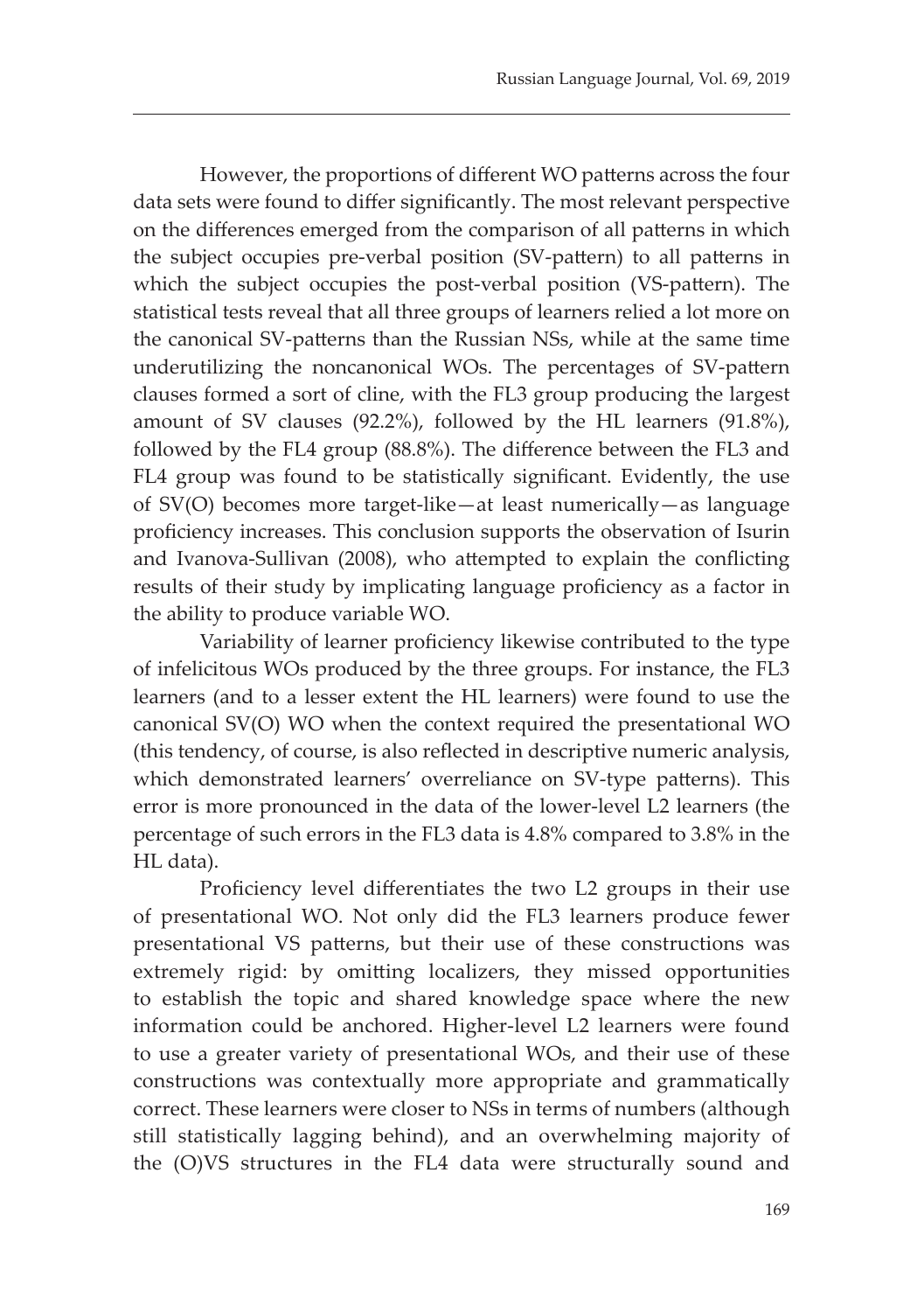However, the proportions of different WO patterns across the four data sets were found to differ significantly. The most relevant perspective on the differences emerged from the comparison of all patterns in which the subject occupies pre-verbal position (SV-pattern) to all patterns in which the subject occupies the post-verbal position (VS-pattern). The statistical tests reveal that all three groups of learners relied a lot more on the canonical SV-patterns than the Russian NSs, while at the same time underutilizing the noncanonical WOs. The percentages of SV-pattern clauses formed a sort of cline, with the FL3 group producing the largest amount of SV clauses (92.2%), followed by the HL learners (91.8%), followed by the FL4 group (88.8%). The difference between the FL3 and FL4 group was found to be statistically significant. Evidently, the use of SV(O) becomes more target-like—at least numerically—as language proficiency increases. This conclusion supports the observation of Isurin and Ivanova-Sullivan (2008), who attempted to explain the conflicting results of their study by implicating language proficiency as a factor in the ability to produce variable WO.

Variability of learner proficiency likewise contributed to the type of infelicitous WOs produced by the three groups. For instance, the FL3 learners (and to a lesser extent the HL learners) were found to use the canonical SV(O) WO when the context required the presentational WO (this tendency, of course, is also reflected in descriptive numeric analysis, which demonstrated learners' overreliance on SV-type patterns). This error is more pronounced in the data of the lower-level L2 learners (the percentage of such errors in the FL3 data is 4.8% compared to 3.8% in the HL data).

Proficiency level differentiates the two L2 groups in their use of presentational WO. Not only did the FL3 learners produce fewer presentational VS patterns, but their use of these constructions was extremely rigid: by omitting localizers, they missed opportunities to establish the topic and shared knowledge space where the new information could be anchored. Higher-level L2 learners were found to use a greater variety of presentational WOs, and their use of these constructions was contextually more appropriate and grammatically correct. These learners were closer to NSs in terms of numbers (although still statistically lagging behind), and an overwhelming majority of the (O)VS structures in the FL4 data were structurally sound and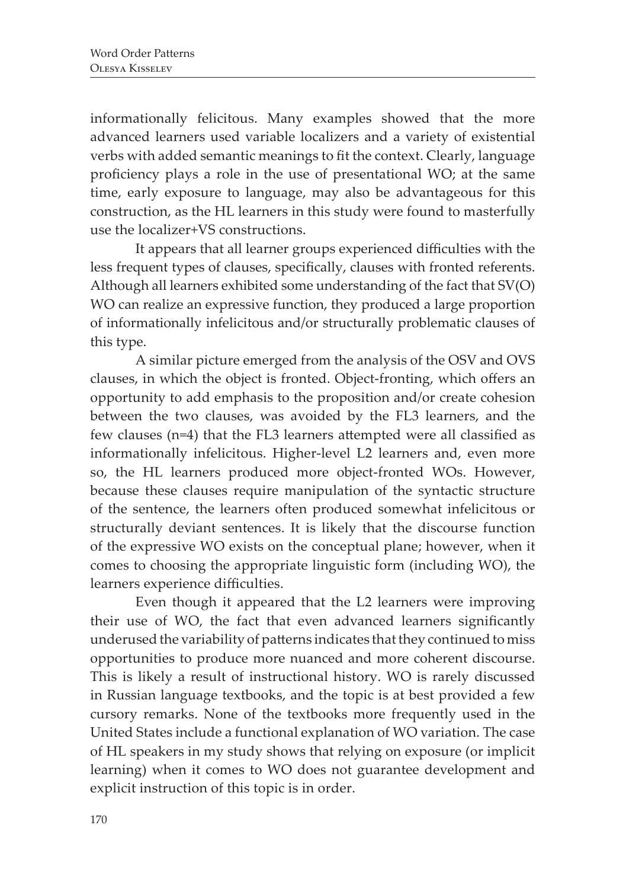informationally felicitous. Many examples showed that the more advanced learners used variable localizers and a variety of existential verbs with added semantic meanings to fit the context. Clearly, language proficiency plays a role in the use of presentational WO; at the same time, early exposure to language, may also be advantageous for this construction, as the HL learners in this study were found to masterfully use the localizer+VS constructions.

It appears that all learner groups experienced difficulties with the less frequent types of clauses, specifically, clauses with fronted referents. Although all learners exhibited some understanding of the fact that SV(O) WO can realize an expressive function, they produced a large proportion of informationally infelicitous and/or structurally problematic clauses of this type.

A similar picture emerged from the analysis of the OSV and OVS clauses, in which the object is fronted. Object-fronting, which offers an opportunity to add emphasis to the proposition and/or create cohesion between the two clauses, was avoided by the FL3 learners, and the few clauses (n=4) that the FL3 learners attempted were all classified as informationally infelicitous. Higher-level L2 learners and, even more so, the HL learners produced more object-fronted WOs. However, because these clauses require manipulation of the syntactic structure of the sentence, the learners often produced somewhat infelicitous or structurally deviant sentences. It is likely that the discourse function of the expressive WO exists on the conceptual plane; however, when it comes to choosing the appropriate linguistic form (including WO), the learners experience difficulties.

Even though it appeared that the L2 learners were improving their use of WO, the fact that even advanced learners significantly underused the variability of patterns indicates that they continued to miss opportunities to produce more nuanced and more coherent discourse. This is likely a result of instructional history. WO is rarely discussed in Russian language textbooks, and the topic is at best provided a few cursory remarks. None of the textbooks more frequently used in the United States include a functional explanation of WO variation. The case of HL speakers in my study shows that relying on exposure (or implicit learning) when it comes to WO does not guarantee development and explicit instruction of this topic is in order.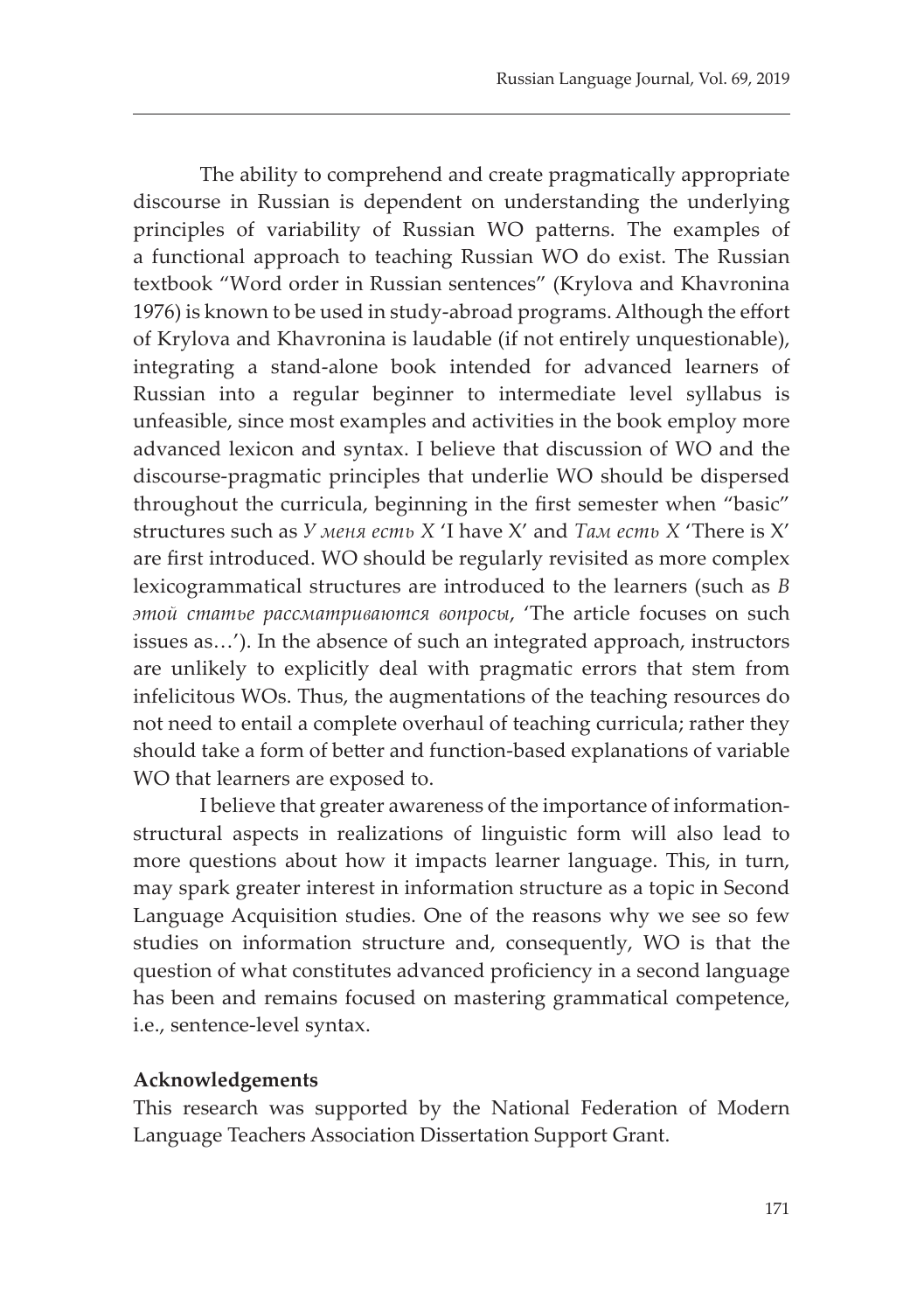The ability to comprehend and create pragmatically appropriate discourse in Russian is dependent on understanding the underlying principles of variability of Russian WO patterns. The examples of a functional approach to teaching Russian WO do exist. The Russian textbook "Word order in Russian sentences" (Krylova and Khavronina 1976) is known to be used in study-abroad programs. Although the effort of Krylova and Khavronina is laudable (if not entirely unquestionable), integrating a stand-alone book intended for advanced learners of Russian into a regular beginner to intermediate level syllabus is unfeasible, since most examples and activities in the book employ more advanced lexicon and syntax. I believe that discussion of WO and the discourse-pragmatic principles that underlie WO should be dispersed throughout the curricula, beginning in the first semester when "basic" structures such as *У меня есть X* 'I have X' and *Там есть X* 'There is X' are first introduced. WO should be regularly revisited as more complex lexicogrammatical structures are introduced to the learners (such as *В этой статье рассматриваются вопросы*, 'The article focuses on such issues as…'). In the absence of such an integrated approach, instructors are unlikely to explicitly deal with pragmatic errors that stem from infelicitous WOs. Thus, the augmentations of the teaching resources do not need to entail a complete overhaul of teaching curricula; rather they should take a form of better and function-based explanations of variable WO that learners are exposed to.

I believe that greater awareness of the importance of information-structural aspects in realizations of linguistic form will also lead to more questions about how it impacts learner language. This, in turn, may spark greater interest in information structure as a topic in Second Language Acquisition studies. One of the reasons why we see so few studies on information structure and, consequently, WO is that the question of what constitutes advanced proficiency in a second language has been and remains focused on mastering grammatical competence, i.e., sentence-level syntax.

**Acknowledgements**

This research was supported by the National Federation of Modern Language Teachers Association Dissertation Support Grant.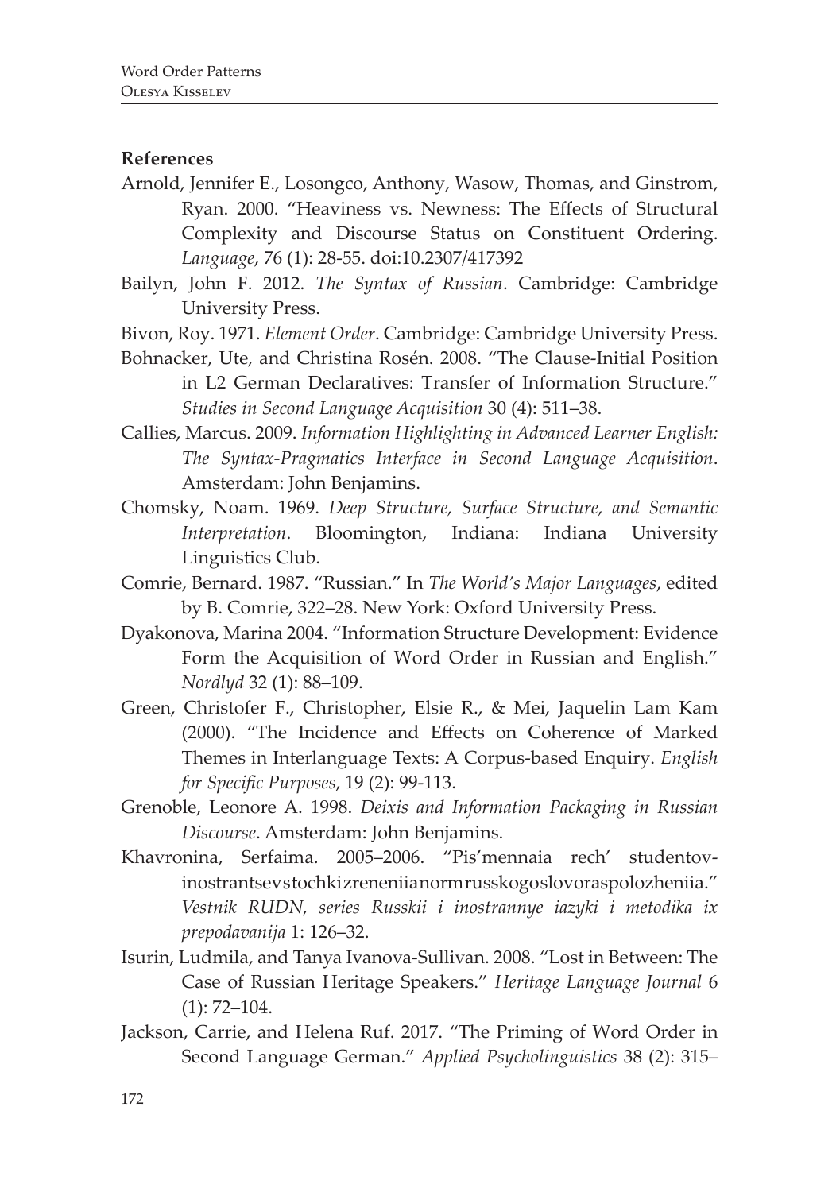**References**

Arnold, Jennifer E., Losongco, Anthony, Wasow, Thomas, and Ginstrom, Ryan. 2000. "Heaviness vs. Newness: The Effects of Structural Complexity and Discourse Status on Constituent Ordering. *Language*, 76 (1): 28-55. doi:10.2307/417392

Bailyn, John F. 2012. *The Syntax of Russian*. Cambridge: Cambridge University Press.

Bivon, Roy. 1971. *Element Order*. Cambridge: Cambridge University Press.

Bohnacker, Ute, and Christina Rosén. 2008. "The Clause-Initial Position in L2 German Declaratives: Transfer of Information Structure." *Studies in Second Language Acquisition* 30 (4): 511–38.

Callies, Marcus. 2009. *Information Highlighting in Advanced Learner English: The Syntax-Pragmatics Interface in Second Language Acquisition*. Amsterdam: John Benjamins.

Chomsky, Noam. 1969. *Deep Structure, Surface Structure, and Semantic Interpretation*. Bloomington, Indiana: Indiana University Linguistics Club.

Comrie, Bernard. 1987. "Russian." In *The World's Major Languages*, edited by B. Comrie, 322–28. New York: Oxford University Press.

Dyakonova, Marina 2004. "Information Structure Development: Evidence Form the Acquisition of Word Order in Russian and English." *Nordlyd* 32 (1): 88–109.

Green, Christofer F., Christopher, Elsie R., & Mei, Jaquelin Lam Kam (2000). "The Incidence and Effects on Coherence of Marked Themes in Interlanguage Texts: A Corpus-based Enquiry. *English for Specific Purposes*, 19 (2): 99-113.

Grenoble, Leonore A. 1998. *Deixis and Information Packaging in Russian Discourse*. Amsterdam: John Benjamins.

Khavronina, Serfaima. 2005–2006. "Pis'mennaia rech' studentov-inostrantsevstochkizreneniianormrusskogoslovoraspolozheniia." *Vestnik RUDN, series Russkii i inostrannye iazyki i metodika ix prepodavanija* 1: 126–32.

Isurin, Ludmila, and Tanya Ivanova-Sullivan. 2008. "Lost in Between: The Case of Russian Heritage Speakers." *Heritage Language Journal* 6 (1): 72–104.

Jackson, Carrie, and Helena Ruf. 2017. "The Priming of Word Order in Second Language German." *Applied Psycholinguistics* 38 (2): 315–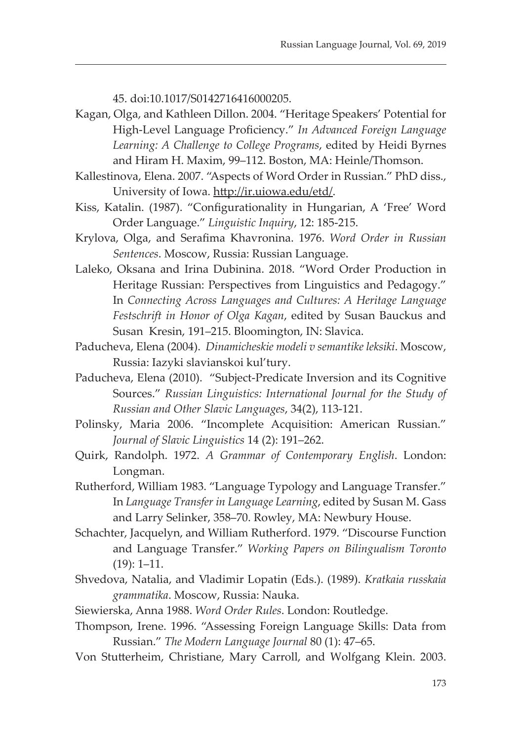45. doi:10.1017/S0142716416000205.

Kagan, Olga, and Kathleen Dillon. 2004. "Heritage Speakers' Potential for High-Level Language Proficiency." *In Advanced Foreign Language Learning: A Challenge to College Programs*, edited by Heidi Byrnes and Hiram H. Maxim, 99–112. Boston, MA: Heinle/Thomson.

Kallestinova, Elena. 2007. "Aspects of Word Order in Russian." PhD diss., University of Iowa. http://ir.uiowa.edu/etd/.

Kiss, Katalin. (1987). "Configurationality in Hungarian, A 'Free' Word Order Language." *Linguistic Inquiry*, 12: 185-215.

Krylova, Olga, and Serafima Khavronina. 1976. *Word Order in Russian Sentences*. Moscow, Russia: Russian Language.

Laleko, Oksana and Irina Dubinina. 2018. "Word Order Production in Heritage Russian: Perspectives from Linguistics and Pedagogy." In *Connecting Across Languages and Cultures: A Heritage Language Festschrift in Honor of Olga Kagan*, edited by Susan Bauckus and Susan Kresin, 191–215. Bloomington, IN: Slavica.

Paducheva, Elena (2004). *Dinamicheskie modeli v semantike leksiki*. Moscow, Russia: Iazyki slavianskoi kul'tury.

Paducheva, Elena (2010). "Subject-Predicate Inversion and its Cognitive Sources." *Russian Linguistics: International Journal for the Study of Russian and Other Slavic Languages*, 34(2), 113-121.

Polinsky, Maria 2006. "Incomplete Acquisition: American Russian." *Journal of Slavic Linguistics* 14 (2): 191–262.

Quirk, Randolph. 1972. *A Grammar of Contemporary English*. London: Longman.

Rutherford, William 1983. "Language Typology and Language Transfer." In *Language Transfer in Language Learning*, edited by Susan M. Gass and Larry Selinker, 358–70. Rowley, MA: Newbury House.

Schachter, Jacquelyn, and William Rutherford. 1979. "Discourse Function and Language Transfer." *Working Papers on Bilingualism Toronto* (19): 1–11.

Shvedova, Natalia, and Vladimir Lopatin (Eds.). (1989). *Kratkaia russkaia grammatika*. Moscow, Russia: Nauka.

Siewierska, Anna 1988. *Word Order Rules*. London: Routledge.

Thompson, Irene. 1996. "Assessing Foreign Language Skills: Data from Russian." *The Modern Language Journal* 80 (1): 47–65.

Von Stutterheim, Christiane, Mary Carroll, and Wolfgang Klein. 2003.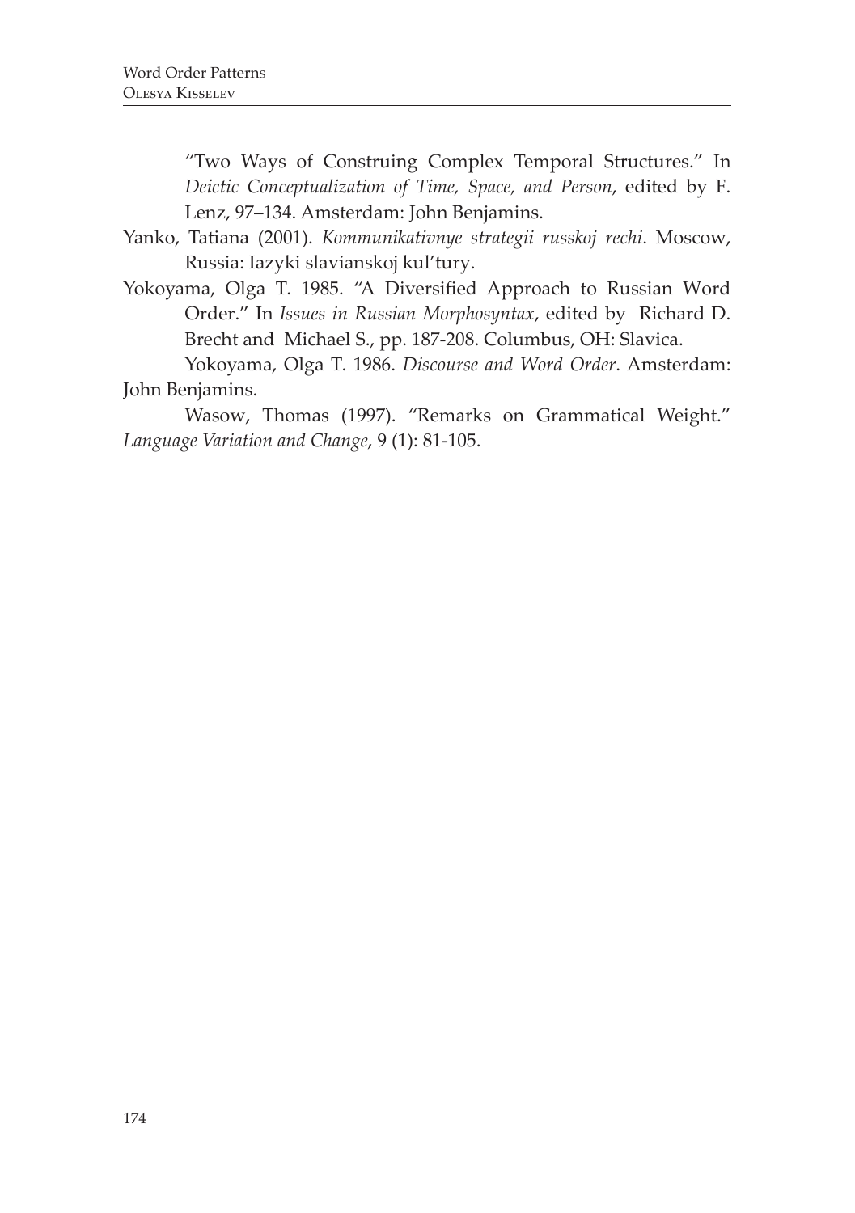"Two Ways of Construing Complex Temporal Structures." In *Deictic Conceptualization of Time, Space, and Person*, edited by F. Lenz, 97–134. Amsterdam: John Benjamins.

Yanko, Tatiana (2001). *Kommunikativnye strategii russkoj rechi*. Moscow, Russia: Iazyki slavianskoj kul'tury.

Yokoyama, Olga T. 1985. "A Diversified Approach to Russian Word Order." In *Issues in Russian Morphosyntax*, edited by Richard D. Brecht and Michael S., pp. 187-208. Columbus, OH: Slavica.

Yokoyama, Olga T. 1986. *Discourse and Word Order*. Amsterdam: John Benjamins.

Wasow, Thomas (1997). "Remarks on Grammatical Weight." *Language Variation and Change*, 9 (1): 81-105.